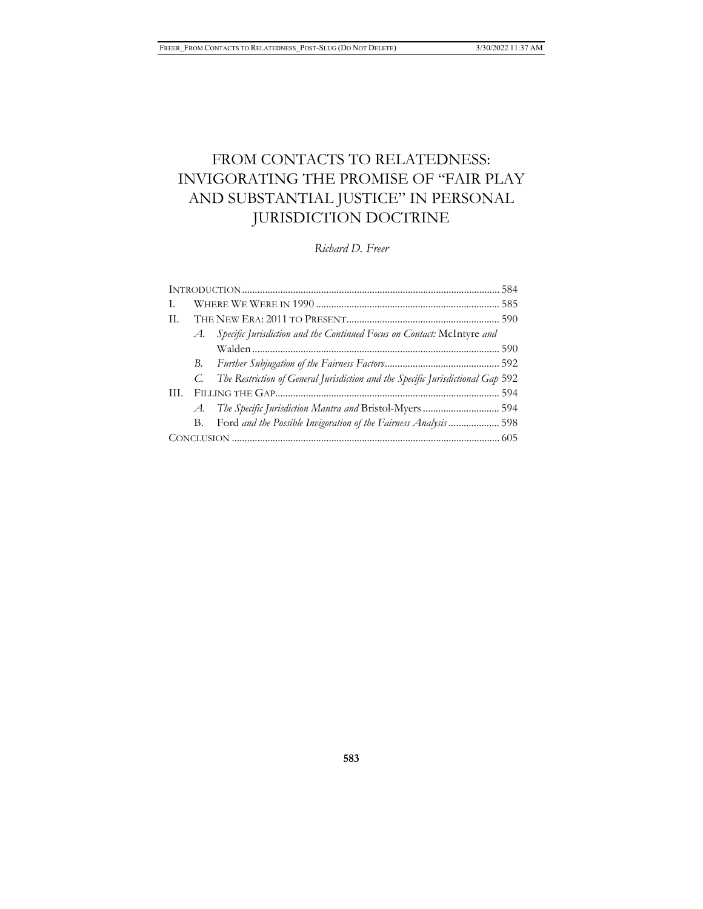# FROM CONTACTS TO RELATEDNESS: INVIGORATING THE PROMISE OF "FAIR PLAY AND SUBSTANTIAL JUSTICE" IN PERSONAL JURISDICTION DOCTRINE

*Richard D. Freer*

INTRODUCTION .................................................................................................... 584
I. WHERE WE WERE IN 1990 ....................................................................... 585
II. THE NEW ERA: 2011 TO PRESENT ............................................................ 590
  A. *Specific Jurisdiction and the Continued Focus on Contact:* McIntyre *and* Walden ................................................................................................ 590
  B. *Further Subjugation of the Fairness Factors* ............................................. 592
  C. *The Restriction of General Jurisdiction and the Specific Jurisdictional Gap* 592
III. FILLING THE GAP ........................................................................................ 594
  A. *The Specific Jurisdiction Mantra and* Bristol-Myers .............................. 594
  B. Ford *and the Possible Invigoration of the Fairness Analysis* .................... 598
CONCLUSION ........................................................................................................ 605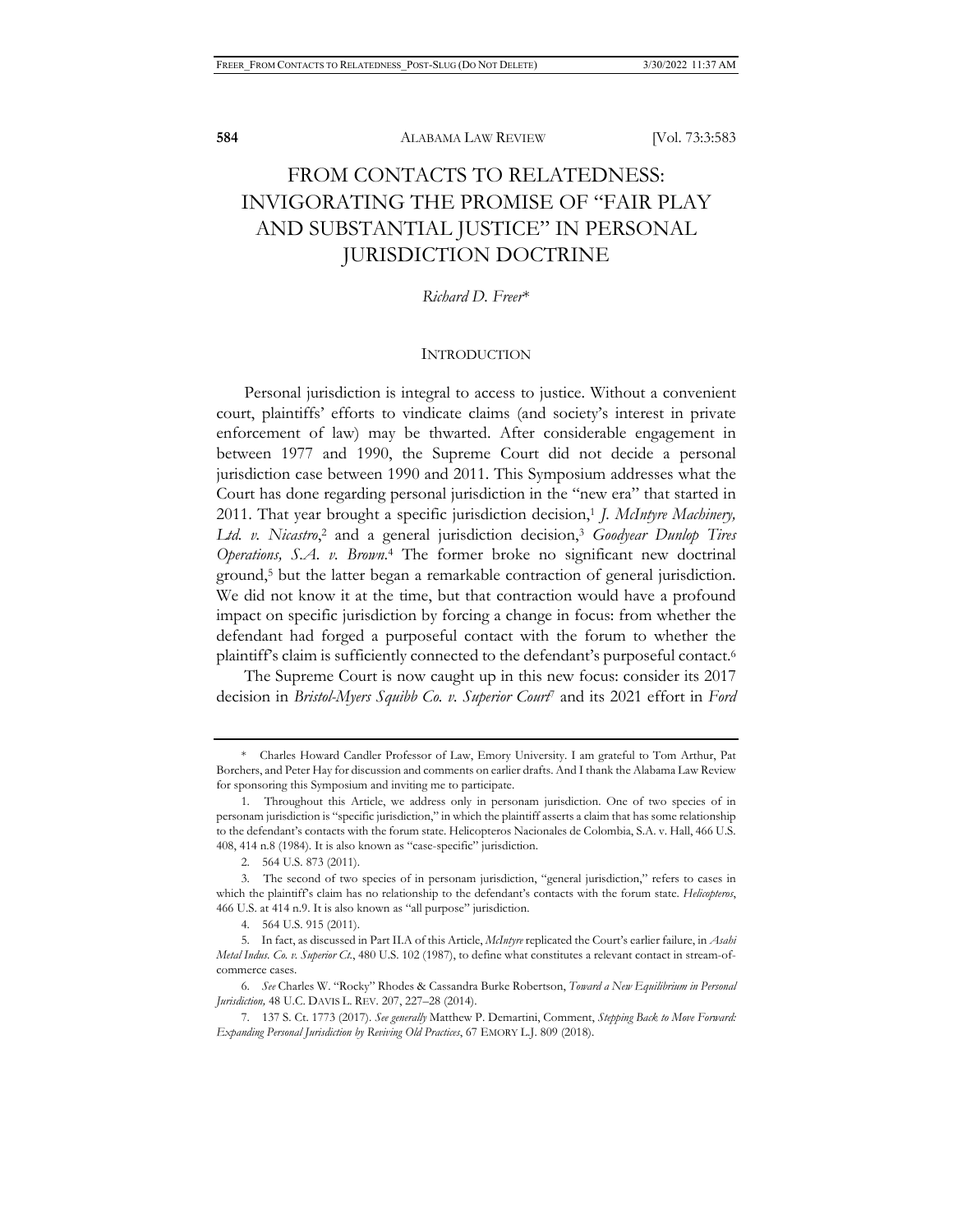# FROM CONTACTS TO RELATEDNESS: INVIGORATING THE PROMISE OF "FAIR PLAY AND SUBSTANTIAL JUSTICE" IN PERSONAL JURISDICTION DOCTRINE

*Richard D. Freer*\*

## INTRODUCTION

Personal jurisdiction is integral to access to justice. Without a convenient court, plaintiffs' efforts to vindicate claims (and society's interest in private enforcement of law) may be thwarted. After considerable engagement in between 1977 and 1990, the Supreme Court did not decide a personal jurisdiction case between 1990 and 2011. This Symposium addresses what the Court has done regarding personal jurisdiction in the "new era" that started in 2011. That year brought a specific jurisdiction decision,[1] *J. McIntyre Machinery, Ltd. v. Nicastro*,[2] and a general jurisdiction decision,[3] *Goodyear Dunlop Tires Operations, S.A. v. Brown*.[4] The former broke no significant new doctrinal ground,[5] but the latter began a remarkable contraction of general jurisdiction. We did not know it at the time, but that contraction would have a profound impact on specific jurisdiction by forcing a change in focus: from whether the defendant had forged a purposeful contact with the forum to whether the plaintiff's claim is sufficiently connected to the defendant's purposeful contact.[6]

The Supreme Court is now caught up in this new focus: consider its 2017 decision in *Bristol-Myers Squibb Co. v. Superior Court*[7] and its 2021 effort in *Ford*

---

\* Charles Howard Candler Professor of Law, Emory University. I am grateful to Tom Arthur, Pat Borchers, and Peter Hay for discussion and comments on earlier drafts. And I thank the Alabama Law Review for sponsoring this Symposium and inviting me to participate.

1. Throughout this Article, we address only in personam jurisdiction. One of two species of in personam jurisdiction is "specific jurisdiction," in which the plaintiff asserts a claim that has some relationship to the defendant's contacts with the forum state. Helicopteros Nacionales de Colombia, S.A. v. Hall, 466 U.S. 408, 414 n.8 (1984). It is also known as "case-specific" jurisdiction.

2. 564 U.S. 873 (2011).

3. The second of two species of in personam jurisdiction, "general jurisdiction," refers to cases in which the plaintiff's claim has no relationship to the defendant's contacts with the forum state. *Helicopteros*, 466 U.S. at 414 n.9. It is also known as "all purpose" jurisdiction.

4. 564 U.S. 915 (2011).

5. In fact, as discussed in Part II.A of this Article, *McIntyre* replicated the Court's earlier failure, in *Asahi Metal Indus. Co. v. Superior Ct.*, 480 U.S. 102 (1987), to define what constitutes a relevant contact in stream-of-commerce cases.

6. *See* Charles W. "Rocky" Rhodes & Cassandra Burke Robertson, *Toward a New Equilibrium in Personal Jurisdiction,* 48 U.C. DAVIS L. REV. 207, 227–28 (2014).

7. 137 S. Ct. 1773 (2017). *See generally* Matthew P. Demartini, Comment, *Stepping Back to Move Forward: Expanding Personal Jurisdiction by Reviving Old Practices*, 67 EMORY L.J. 809 (2018).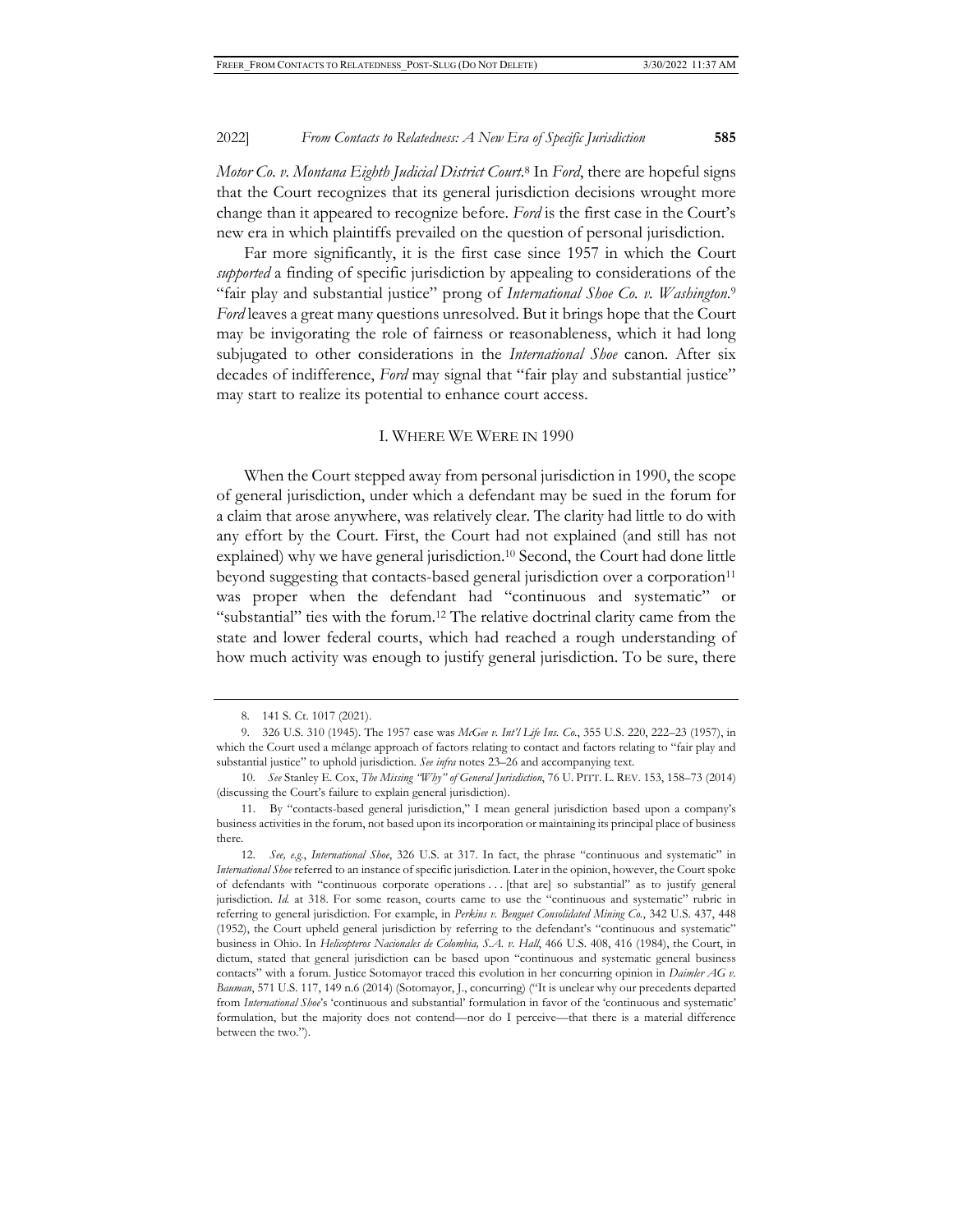*Motor Co. v. Montana Eighth Judicial District Court*.[8] In *Ford*, there are hopeful signs that the Court recognizes that its general jurisdiction decisions wrought more change than it appeared to recognize before. *Ford* is the first case in the Court's new era in which plaintiffs prevailed on the question of personal jurisdiction.

Far more significantly, it is the first case since 1957 in which the Court *supported* a finding of specific jurisdiction by appealing to considerations of the "fair play and substantial justice" prong of *International Shoe Co. v. Washington*.[9] *Ford* leaves a great many questions unresolved. But it brings hope that the Court may be invigorating the role of fairness or reasonableness, which it had long subjugated to other considerations in the *International Shoe* canon. After six decades of indifference, *Ford* may signal that "fair play and substantial justice" may start to realize its potential to enhance court access.

## I. WHERE WE WERE IN 1990

When the Court stepped away from personal jurisdiction in 1990, the scope of general jurisdiction, under which a defendant may be sued in the forum for a claim that arose anywhere, was relatively clear. The clarity had little to do with any effort by the Court. First, the Court had not explained (and still has not explained) why we have general jurisdiction.[10] Second, the Court had done little beyond suggesting that contacts-based general jurisdiction over a corporation[11] was proper when the defendant had "continuous and systematic" or "substantial" ties with the forum.[12] The relative doctrinal clarity came from the state and lower federal courts, which had reached a rough understanding of how much activity was enough to justify general jurisdiction. To be sure, there

---

8. 141 S. Ct. 1017 (2021).

9. 326 U.S. 310 (1945). The 1957 case was *McGee v. Int'l Life Ins. Co.*, 355 U.S. 220, 222–23 (1957), in which the Court used a mélange approach of factors relating to contact and factors relating to "fair play and substantial justice" to uphold jurisdiction. *See infra* notes 23–26 and accompanying text.

10. *See* Stanley E. Cox, *The Missing "Why" of General Jurisdiction*, 76 U. PITT. L. REV. 153, 158–73 (2014) (discussing the Court's failure to explain general jurisdiction).

11. By "contacts-based general jurisdiction," I mean general jurisdiction based upon a company's business activities in the forum, not based upon its incorporation or maintaining its principal place of business there.

12. *See, e.g.*, *International Shoe*, 326 U.S. at 317. In fact, the phrase "continuous and systematic" in *International Shoe* referred to an instance of specific jurisdiction. Later in the opinion, however, the Court spoke of defendants with "continuous corporate operations . . . [that are] so substantial" as to justify general jurisdiction. *Id.* at 318. For some reason, courts came to use the "continuous and systematic" rubric in referring to general jurisdiction. For example, in *Perkins v. Benguet Consolidated Mining Co.*, 342 U.S. 437, 448 (1952), the Court upheld general jurisdiction by referring to the defendant's "continuous and systematic" business in Ohio. In *Helicopteros Nacionales de Colombia, S.A. v. Hall*, 466 U.S. 408, 416 (1984), the Court, in dictum, stated that general jurisdiction can be based upon "continuous and systematic general business contacts" with a forum. Justice Sotomayor traced this evolution in her concurring opinion in *Daimler AG v. Bauman*, 571 U.S. 117, 149 n.6 (2014) (Sotomayor, J., concurring) ("It is unclear why our precedents departed from *International Shoe*'s 'continuous and substantial' formulation in favor of the 'continuous and systematic' formulation, but the majority does not contend—nor do I perceive—that there is a material difference between the two.").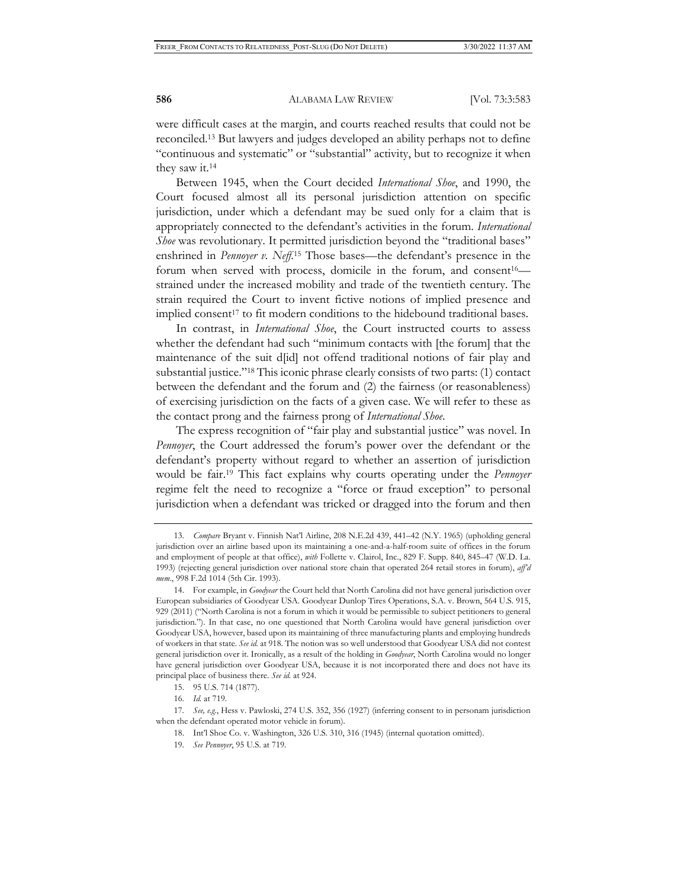were difficult cases at the margin, and courts reached results that could not be reconciled.[13] But lawyers and judges developed an ability perhaps not to define "continuous and systematic" or "substantial" activity, but to recognize it when they saw it.[14]

Between 1945, when the Court decided *International Shoe*, and 1990, the Court focused almost all its personal jurisdiction attention on specific jurisdiction, under which a defendant may be sued only for a claim that is appropriately connected to the defendant's activities in the forum. *International Shoe* was revolutionary. It permitted jurisdiction beyond the "traditional bases" enshrined in *Pennoyer v. Neff*.[15] Those bases—the defendant's presence in the forum when served with process, domicile in the forum, and consent[16]—strained under the increased mobility and trade of the twentieth century. The strain required the Court to invent fictive notions of implied presence and implied consent[17] to fit modern conditions to the hidebound traditional bases.

In contrast, in *International Shoe*, the Court instructed courts to assess whether the defendant had such "minimum contacts with [the forum] that the maintenance of the suit d[id] not offend traditional notions of fair play and substantial justice."[18] This iconic phrase clearly consists of two parts: (1) contact between the defendant and the forum and (2) the fairness (or reasonableness) of exercising jurisdiction on the facts of a given case. We will refer to these as the contact prong and the fairness prong of *International Shoe*.

The express recognition of "fair play and substantial justice" was novel. In *Pennoyer*, the Court addressed the forum's power over the defendant or the defendant's property without regard to whether an assertion of jurisdiction would be fair.[19] This fact explains why courts operating under the *Pennoyer* regime felt the need to recognize a "force or fraud exception" to personal jurisdiction when a defendant was tricked or dragged into the forum and then

---

13. *Compare* Bryant v. Finnish Nat'l Airline, 208 N.E.2d 439, 441–42 (N.Y. 1965) (upholding general jurisdiction over an airline based upon its maintaining a one-and-a-half-room suite of offices in the forum and employment of people at that office), *with* Follette v. Clairol, Inc., 829 F. Supp. 840, 845–47 (W.D. La. 1993) (rejecting general jurisdiction over national store chain that operated 264 retail stores in forum), *aff'd mem.*, 998 F.2d 1014 (5th Cir. 1993).

14. For example, in *Goodyear* the Court held that North Carolina did not have general jurisdiction over European subsidiaries of Goodyear USA. Goodyear Dunlop Tires Operations, S.A. v. Brown, 564 U.S. 915, 929 (2011) ("North Carolina is not a forum in which it would be permissible to subject petitioners to general jurisdiction."). In that case, no one questioned that North Carolina would have general jurisdiction over Goodyear USA, however, based upon its maintaining of three manufacturing plants and employing hundreds of workers in that state. *See id.* at 918. The notion was so well understood that Goodyear USA did not contest general jurisdiction over it. Ironically, as a result of the holding in *Goodyear*, North Carolina would no longer have general jurisdiction over Goodyear USA, because it is not incorporated there and does not have its principal place of business there. *See id.* at 924.

15. 95 U.S. 714 (1877).

16. *Id.* at 719.

17. *See, e.g.*, Hess v. Pawloski, 274 U.S. 352, 356 (1927) (inferring consent to in personam jurisdiction when the defendant operated motor vehicle in forum).

18. Int'l Shoe Co. v. Washington, 326 U.S. 310, 316 (1945) (internal quotation omitted).

19. *See Pennoyer*, 95 U.S. at 719.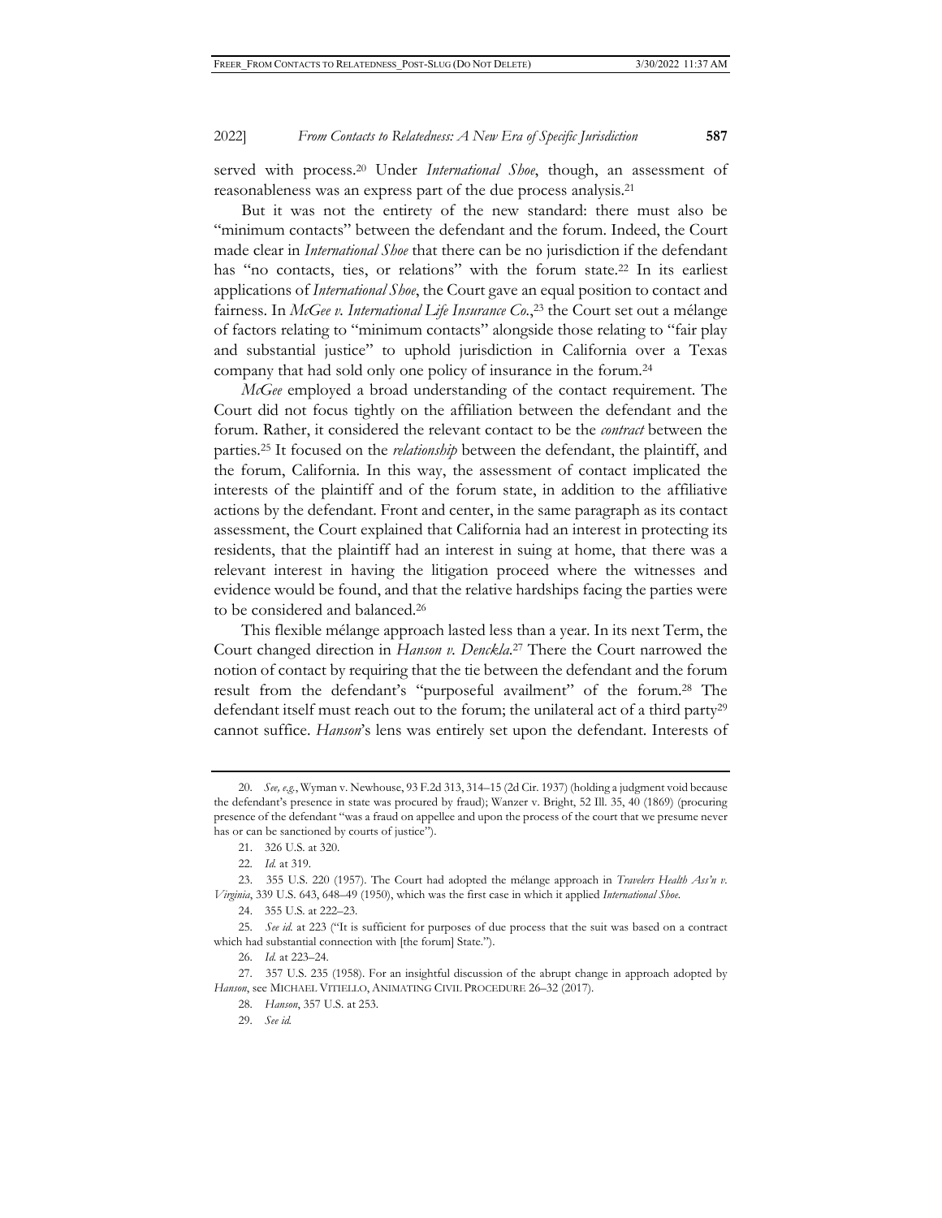served with process.[20] Under *International Shoe*, though, an assessment of reasonableness was an express part of the due process analysis.[21]

But it was not the entirety of the new standard: there must also be "minimum contacts" between the defendant and the forum. Indeed, the Court made clear in *International Shoe* that there can be no jurisdiction if the defendant has "no contacts, ties, or relations" with the forum state.[22] In its earliest applications of *International Shoe*, the Court gave an equal position to contact and fairness. In *McGee v. International Life Insurance Co.*,[23] the Court set out a mélange of factors relating to "minimum contacts" alongside those relating to "fair play and substantial justice" to uphold jurisdiction in California over a Texas company that had sold only one policy of insurance in the forum.[24]

*McGee* employed a broad understanding of the contact requirement. The Court did not focus tightly on the affiliation between the defendant and the forum. Rather, it considered the relevant contact to be the *contract* between the parties.[25] It focused on the *relationship* between the defendant, the plaintiff, and the forum, California. In this way, the assessment of contact implicated the interests of the plaintiff and of the forum state, in addition to the affiliative actions by the defendant. Front and center, in the same paragraph as its contact assessment, the Court explained that California had an interest in protecting its residents, that the plaintiff had an interest in suing at home, that there was a relevant interest in having the litigation proceed where the witnesses and evidence would be found, and that the relative hardships facing the parties were to be considered and balanced.[26]

This flexible mélange approach lasted less than a year. In its next Term, the Court changed direction in *Hanson v. Denckla*.[27] There the Court narrowed the notion of contact by requiring that the tie between the defendant and the forum result from the defendant's "purposeful availment" of the forum.[28] The defendant itself must reach out to the forum; the unilateral act of a third party[29] cannot suffice. *Hanson*'s lens was entirely set upon the defendant. Interests of

---

20. *See, e.g.*, Wyman v. Newhouse, 93 F.2d 313, 314–15 (2d Cir. 1937) (holding a judgment void because the defendant's presence in state was procured by fraud); Wanzer v. Bright, 52 Ill. 35, 40 (1869) (procuring presence of the defendant "was a fraud on appellee and upon the process of the court that we presume never has or can be sanctioned by courts of justice").

21. 326 U.S. at 320.

22. *Id.* at 319.

23. 355 U.S. 220 (1957). The Court had adopted the mélange approach in *Travelers Health Ass'n v. Virginia*, 339 U.S. 643, 648–49 (1950), which was the first case in which it applied *International Shoe*.

24. 355 U.S. at 222–23.

25. *See id.* at 223 ("It is sufficient for purposes of due process that the suit was based on a contract which had substantial connection with [the forum] State.").

26. *Id.* at 223–24.

27. 357 U.S. 235 (1958). For an insightful discussion of the abrupt change in approach adopted by *Hanson*, see MICHAEL VITIELLO, ANIMATING CIVIL PROCEDURE 26–32 (2017).

28. *Hanson*, 357 U.S. at 253.

29. *See id.*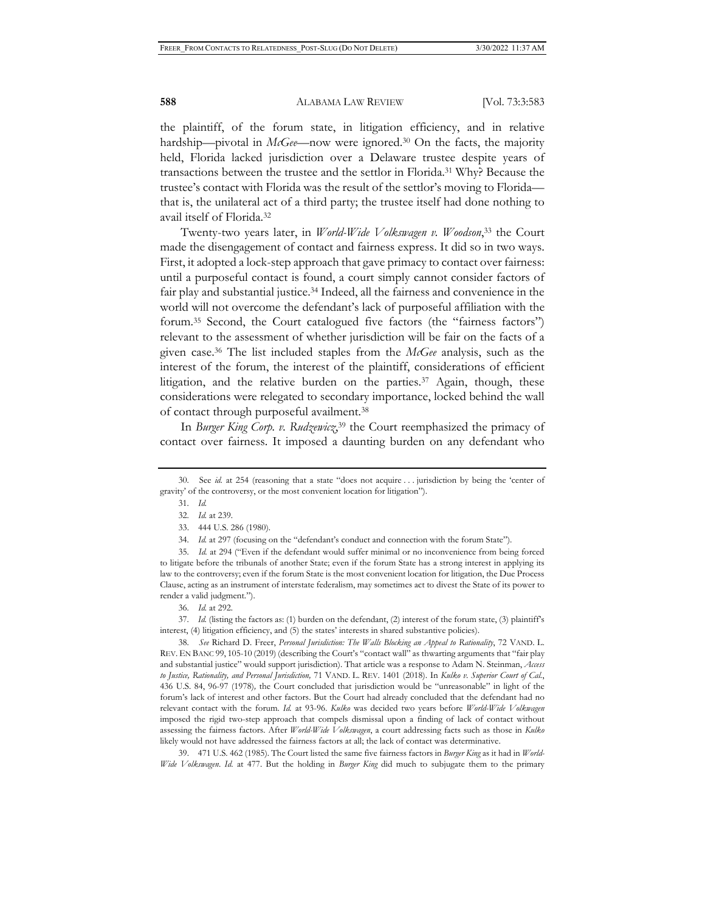the plaintiff, of the forum state, in litigation efficiency, and in relative hardship—pivotal in *McGee*—now were ignored.[30] On the facts, the majority held, Florida lacked jurisdiction over a Delaware trustee despite years of transactions between the trustee and the settlor in Florida.[31] Why? Because the trustee's contact with Florida was the result of the settlor's moving to Florida—that is, the unilateral act of a third party; the trustee itself had done nothing to avail itself of Florida.[32]

Twenty-two years later, in *World-Wide Volkswagen v. Woodson*,[33] the Court made the disengagement of contact and fairness express. It did so in two ways. First, it adopted a lock-step approach that gave primacy to contact over fairness: until a purposeful contact is found, a court simply cannot consider factors of fair play and substantial justice.[34] Indeed, all the fairness and convenience in the world will not overcome the defendant's lack of purposeful affiliation with the forum.[35] Second, the Court catalogued five factors (the "fairness factors") relevant to the assessment of whether jurisdiction will be fair on the facts of a given case.[36] The list included staples from the *McGee* analysis, such as the interest of the forum, the interest of the plaintiff, considerations of efficient litigation, and the relative burden on the parties.[37] Again, though, these considerations were relegated to secondary importance, locked behind the wall of contact through purposeful availment.[38]

In *Burger King Corp. v. Rudzewicz*,[39] the Court reemphasized the primacy of contact over fairness. It imposed a daunting burden on any defendant who

---

30. See *id.* at 254 (reasoning that a state "does not acquire . . . jurisdiction by being the 'center of gravity' of the controversy, or the most convenient location for litigation").

31. *Id.*

32. *Id.* at 239.

33. 444 U.S. 286 (1980).

34. *Id.* at 297 (focusing on the "defendant's conduct and connection with the forum State").

35. *Id.* at 294 ("Even if the defendant would suffer minimal or no inconvenience from being forced to litigate before the tribunals of another State; even if the forum State has a strong interest in applying its law to the controversy; even if the forum State is the most convenient location for litigation, the Due Process Clause, acting as an instrument of interstate federalism, may sometimes act to divest the State of its power to render a valid judgment.").

36. *Id.* at 292.

37. *Id.* (listing the factors as: (1) burden on the defendant, (2) interest of the forum state, (3) plaintiff's interest, (4) litigation efficiency, and (5) the states' interests in shared substantive policies).

38. *See* Richard D. Freer, *Personal Jurisdiction: The Walls Blocking an Appeal to Rationality*, 72 VAND. L. REV. EN BANC 99, 105-10 (2019) (describing the Court's "contact wall" as thwarting arguments that "fair play and substantial justice" would support jurisdiction). That article was a response to Adam N. Steinman, *Access to Justice, Rationality, and Personal Jurisdiction,* 71 VAND. L. REV. 1401 (2018). In *Kulko v. Superior Court of Cal.*, 436 U.S. 84, 96-97 (1978), the Court concluded that jurisdiction would be "unreasonable" in light of the forum's lack of interest and other factors. But the Court had already concluded that the defendant had no relevant contact with the forum. *Id.* at 93-96. *Kulko* was decided two years before *World-Wide Volkswagen* imposed the rigid two-step approach that compels dismissal upon a finding of lack of contact without assessing the fairness factors. After *World-Wide Volkswagen*, a court addressing facts such as those in *Kulko* likely would not have addressed the fairness factors at all; the lack of contact was determinative.

39. 471 U.S. 462 (1985). The Court listed the same five fairness factors in *Burger King* as it had in *World-Wide Volkswagen*. *Id.* at 477. But the holding in *Burger King* did much to subjugate them to the primary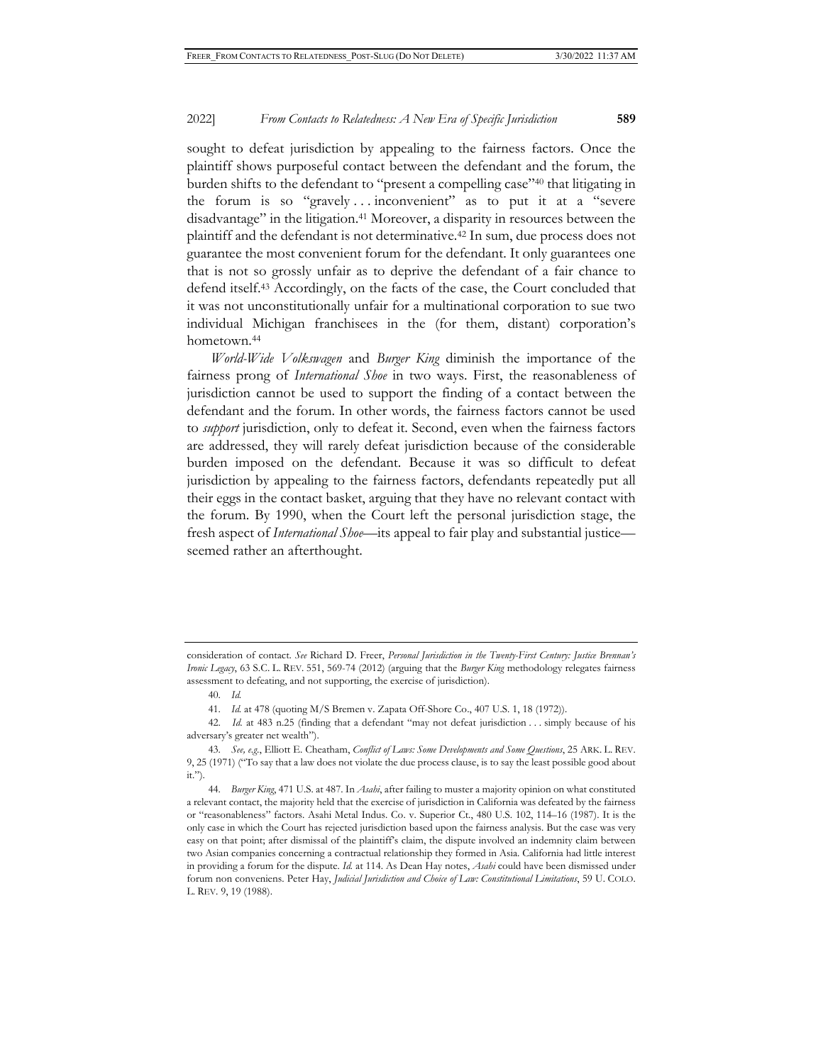sought to defeat jurisdiction by appealing to the fairness factors. Once the plaintiff shows purposeful contact between the defendant and the forum, the burden shifts to the defendant to "present a compelling case"[40] that litigating in the forum is so "gravely . . . inconvenient" as to put it at a "severe disadvantage" in the litigation.[41] Moreover, a disparity in resources between the plaintiff and the defendant is not determinative.[42] In sum, due process does not guarantee the most convenient forum for the defendant. It only guarantees one that is not so grossly unfair as to deprive the defendant of a fair chance to defend itself.[43] Accordingly, on the facts of the case, the Court concluded that it was not unconstitutionally unfair for a multinational corporation to sue two individual Michigan franchisees in the (for them, distant) corporation's hometown.[44]

*World-Wide Volkswagen* and *Burger King* diminish the importance of the fairness prong of *International Shoe* in two ways. First, the reasonableness of jurisdiction cannot be used to support the finding of a contact between the defendant and the forum. In other words, the fairness factors cannot be used to *support* jurisdiction, only to defeat it. Second, even when the fairness factors are addressed, they will rarely defeat jurisdiction because of the considerable burden imposed on the defendant. Because it was so difficult to defeat jurisdiction by appealing to the fairness factors, defendants repeatedly put all their eggs in the contact basket, arguing that they have no relevant contact with the forum. By 1990, when the Court left the personal jurisdiction stage, the fresh aspect of *International Shoe*—its appeal to fair play and substantial justice—seemed rather an afterthought.

---

consideration of contact. *See* Richard D. Freer, *Personal Jurisdiction in the Twenty-First Century: Justice Brennan's Ironic Legacy*, 63 S.C. L. REV. 551, 569-74 (2012) (arguing that the *Burger King* methodology relegates fairness assessment to defeating, and not supporting, the exercise of jurisdiction).

40. *Id.*

41. *Id.* at 478 (quoting M/S Bremen v. Zapata Off-Shore Co., 407 U.S. 1, 18 (1972)).

42. *Id.* at 483 n.25 (finding that a defendant "may not defeat jurisdiction . . . simply because of his adversary's greater net wealth").

43. *See, e.g.*, Elliott E. Cheatham, *Conflict of Laws: Some Developments and Some Questions*, 25 ARK. L. REV. 9, 25 (1971) ("To say that a law does not violate the due process clause, is to say the least possible good about it.").

44. *Burger King*, 471 U.S. at 487. In *Asahi*, after failing to muster a majority opinion on what constituted a relevant contact, the majority held that the exercise of jurisdiction in California was defeated by the fairness or "reasonableness" factors. Asahi Metal Indus. Co. v. Superior Ct., 480 U.S. 102, 114–16 (1987). It is the only case in which the Court has rejected jurisdiction based upon the fairness analysis. But the case was very easy on that point; after dismissal of the plaintiff's claim, the dispute involved an indemnity claim between two Asian companies concerning a contractual relationship they formed in Asia. California had little interest in providing a forum for the dispute. *Id.* at 114. As Dean Hay notes, *Asahi* could have been dismissed under forum non conveniens. Peter Hay, *Judicial Jurisdiction and Choice of Law: Constitutional Limitations*, 59 U. COLO. L. REV. 9, 19 (1988).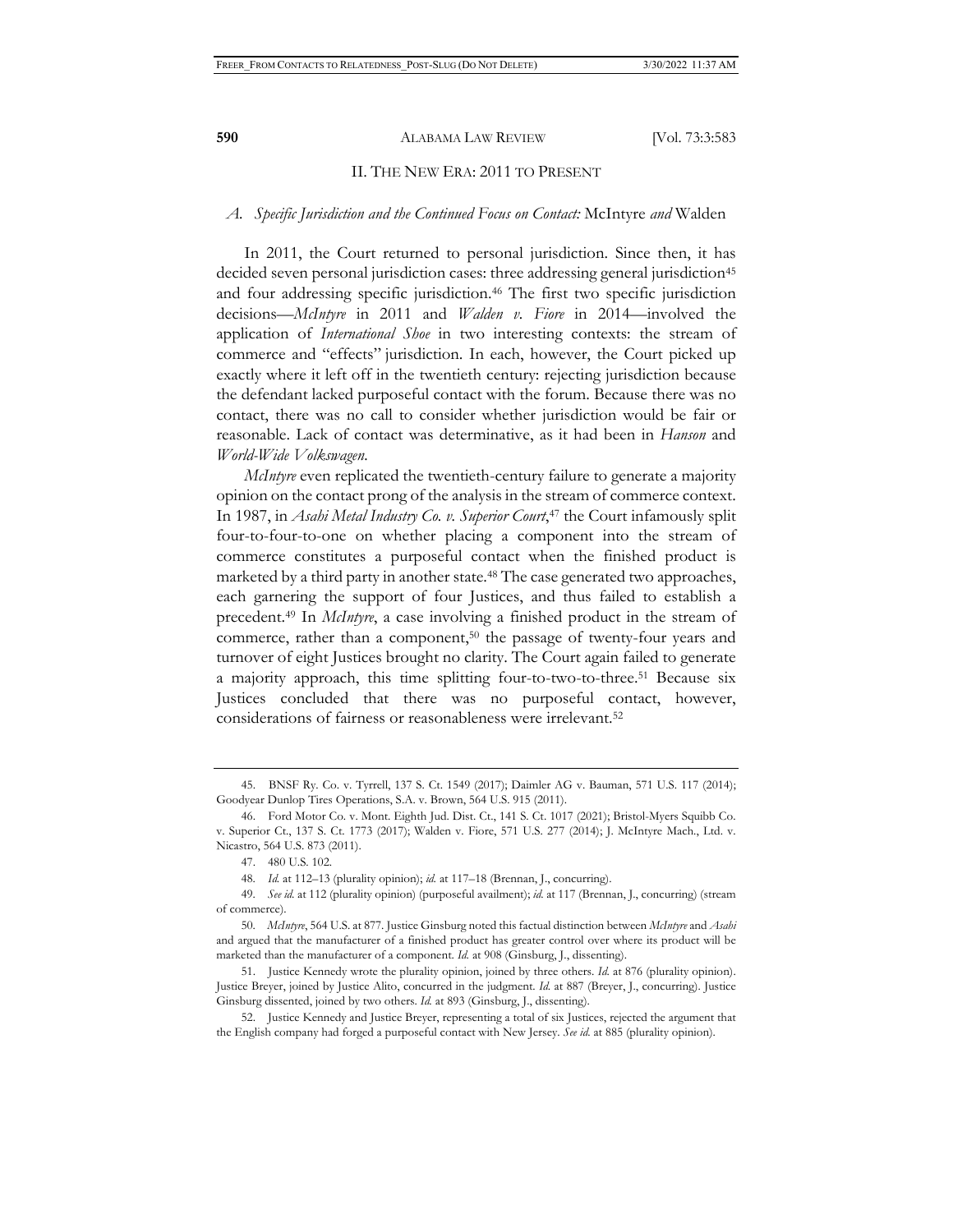## II. THE NEW ERA: 2011 TO PRESENT

### A. *Specific Jurisdiction and the Continued Focus on Contact:* McIntyre *and* Walden

In 2011, the Court returned to personal jurisdiction. Since then, it has decided seven personal jurisdiction cases: three addressing general jurisdiction[45] and four addressing specific jurisdiction.[46] The first two specific jurisdiction decisions—*McIntyre* in 2011 and *Walden v. Fiore* in 2014—involved the application of *International Shoe* in two interesting contexts: the stream of commerce and "effects" jurisdiction. In each, however, the Court picked up exactly where it left off in the twentieth century: rejecting jurisdiction because the defendant lacked purposeful contact with the forum. Because there was no contact, there was no call to consider whether jurisdiction would be fair or reasonable. Lack of contact was determinative, as it had been in *Hanson* and *World-Wide Volkswagen*.

*McIntyre* even replicated the twentieth-century failure to generate a majority opinion on the contact prong of the analysis in the stream of commerce context. In 1987, in *Asahi Metal Industry Co. v. Superior Court*,[47] the Court infamously split four-to-four-to-one on whether placing a component into the stream of commerce constitutes a purposeful contact when the finished product is marketed by a third party in another state.[48] The case generated two approaches, each garnering the support of four Justices, and thus failed to establish a precedent.[49] In *McIntyre*, a case involving a finished product in the stream of commerce, rather than a component,[50] the passage of twenty-four years and turnover of eight Justices brought no clarity. The Court again failed to generate a majority approach, this time splitting four-to-two-to-three.[51] Because six Justices concluded that there was no purposeful contact, however, considerations of fairness or reasonableness were irrelevant.[52]

---

45. BNSF Ry. Co. v. Tyrrell, 137 S. Ct. 1549 (2017); Daimler AG v. Bauman, 571 U.S. 117 (2014); Goodyear Dunlop Tires Operations, S.A. v. Brown, 564 U.S. 915 (2011).

46. Ford Motor Co. v. Mont. Eighth Jud. Dist. Ct., 141 S. Ct. 1017 (2021); Bristol-Myers Squibb Co. v. Superior Ct., 137 S. Ct. 1773 (2017); Walden v. Fiore, 571 U.S. 277 (2014); J. McIntyre Mach., Ltd. v. Nicastro, 564 U.S. 873 (2011).

47. 480 U.S. 102.

48. *Id.* at 112–13 (plurality opinion); *id.* at 117–18 (Brennan, J., concurring).

49. *See id.* at 112 (plurality opinion) (purposeful availment); *id.* at 117 (Brennan, J., concurring) (stream of commerce).

50. *McIntyre*, 564 U.S. at 877. Justice Ginsburg noted this factual distinction between *McIntyre* and *Asahi* and argued that the manufacturer of a finished product has greater control over where its product will be marketed than the manufacturer of a component. *Id.* at 908 (Ginsburg, J., dissenting).

51. Justice Kennedy wrote the plurality opinion, joined by three others. *Id.* at 876 (plurality opinion). Justice Breyer, joined by Justice Alito, concurred in the judgment. *Id.* at 887 (Breyer, J., concurring). Justice Ginsburg dissented, joined by two others. *Id.* at 893 (Ginsburg, J., dissenting).

52. Justice Kennedy and Justice Breyer, representing a total of six Justices, rejected the argument that the English company had forged a purposeful contact with New Jersey. *See id.* at 885 (plurality opinion).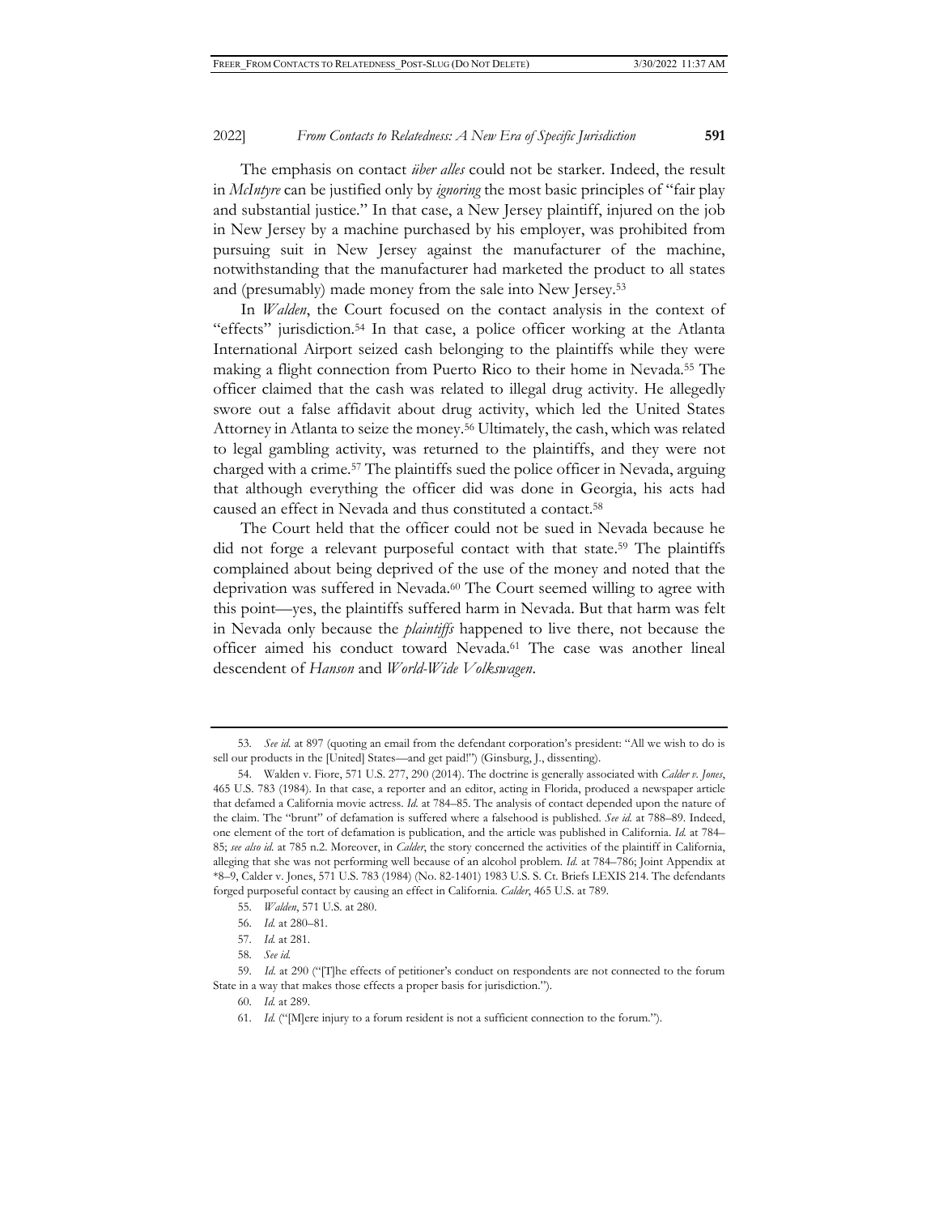The emphasis on contact *über alles* could not be starker. Indeed, the result in *McIntyre* can be justified only by *ignoring* the most basic principles of "fair play and substantial justice." In that case, a New Jersey plaintiff, injured on the job in New Jersey by a machine purchased by his employer, was prohibited from pursuing suit in New Jersey against the manufacturer of the machine, notwithstanding that the manufacturer had marketed the product to all states and (presumably) made money from the sale into New Jersey.[53]

In *Walden*, the Court focused on the contact analysis in the context of "effects" jurisdiction.[54] In that case, a police officer working at the Atlanta International Airport seized cash belonging to the plaintiffs while they were making a flight connection from Puerto Rico to their home in Nevada.[55] The officer claimed that the cash was related to illegal drug activity. He allegedly swore out a false affidavit about drug activity, which led the United States Attorney in Atlanta to seize the money.[56] Ultimately, the cash, which was related to legal gambling activity, was returned to the plaintiffs, and they were not charged with a crime.[57] The plaintiffs sued the police officer in Nevada, arguing that although everything the officer did was done in Georgia, his acts had caused an effect in Nevada and thus constituted a contact.[58]

The Court held that the officer could not be sued in Nevada because he did not forge a relevant purposeful contact with that state.[59] The plaintiffs complained about being deprived of the use of the money and noted that the deprivation was suffered in Nevada.[60] The Court seemed willing to agree with this point—yes, the plaintiffs suffered harm in Nevada. But that harm was felt in Nevada only because the *plaintiffs* happened to live there, not because the officer aimed his conduct toward Nevada.[61] The case was another lineal descendent of *Hanson* and *World-Wide Volkswagen*.

---

53. *See id.* at 897 (quoting an email from the defendant corporation's president: "All we wish to do is sell our products in the [United] States—and get paid!") (Ginsburg, J., dissenting).

54. Walden v. Fiore, 571 U.S. 277, 290 (2014). The doctrine is generally associated with *Calder v. Jones*, 465 U.S. 783 (1984). In that case, a reporter and an editor, acting in Florida, produced a newspaper article that defamed a California movie actress. *Id.* at 784–85. The analysis of contact depended upon the nature of the claim. The "brunt" of defamation is suffered where a falsehood is published. *See id.* at 788–89. Indeed, one element of the tort of defamation is publication, and the article was published in California. *Id.* at 784–85; *see also id.* at 785 n.2. Moreover, in *Calder*, the story concerned the activities of the plaintiff in California, alleging that she was not performing well because of an alcohol problem. *Id.* at 784–786; Joint Appendix at *8–9, Calder v. Jones, 571 U.S. 783 (1984) (No. 82-1401) 1983 U.S. S. Ct. Briefs LEXIS 214. The defendants forged purposeful contact by causing an effect in California. *Calder*, 465 U.S. at 789.

55. *Walden*, 571 U.S. at 280.

56. *Id.* at 280–81.

57. *Id.* at 281.

58. *See id.*

59. *Id.* at 290 ("[T]he effects of petitioner's conduct on respondents are not connected to the forum State in a way that makes those effects a proper basis for jurisdiction.").

60. *Id.* at 289.

61. *Id.* ("[M]ere injury to a forum resident is not a sufficient connection to the forum.").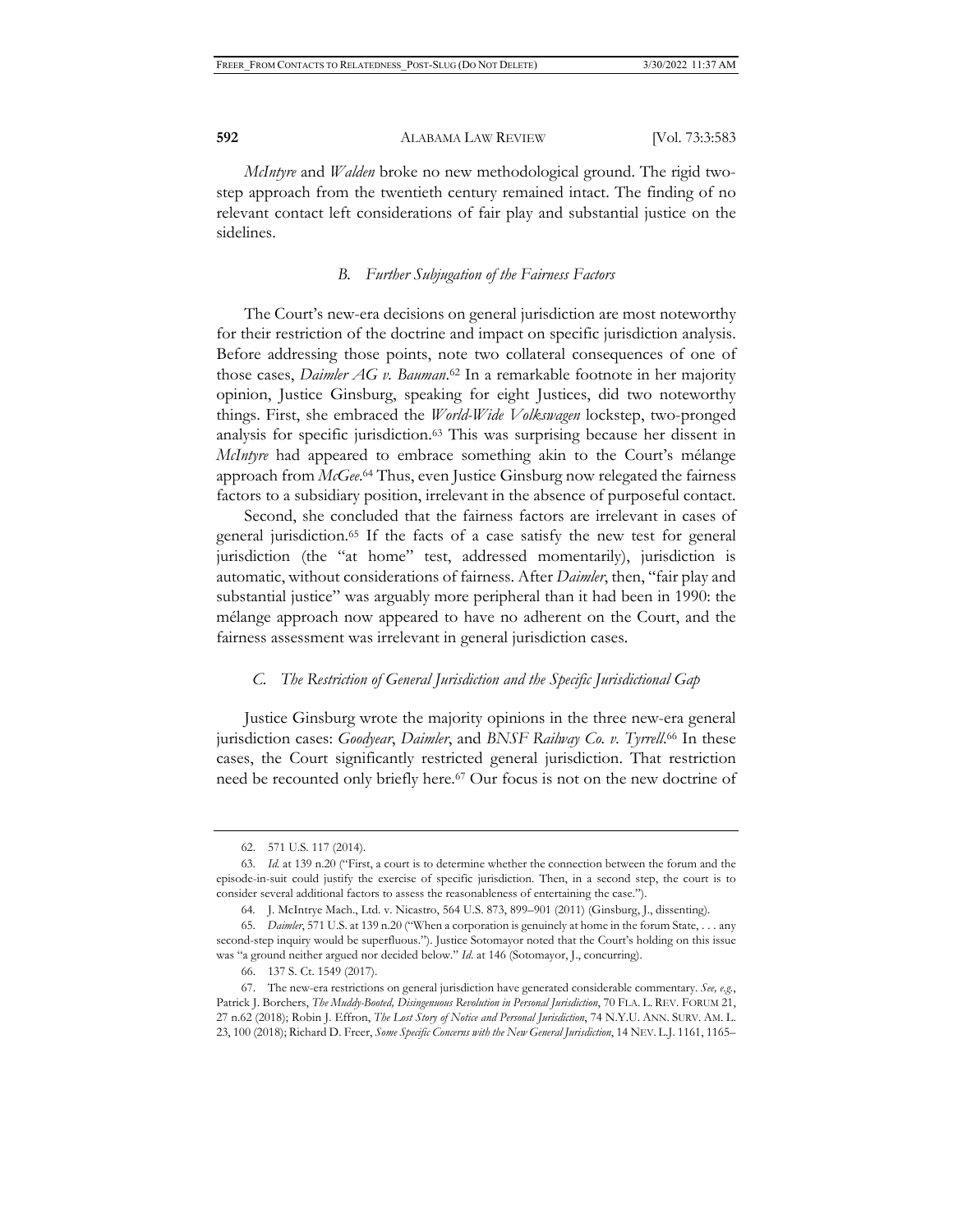*McIntyre* and *Walden* broke no new methodological ground. The rigid two-step approach from the twentieth century remained intact. The finding of no relevant contact left considerations of fair play and substantial justice on the sidelines.

### *B. Further Subjugation of the Fairness Factors*

The Court's new-era decisions on general jurisdiction are most noteworthy for their restriction of the doctrine and impact on specific jurisdiction analysis. Before addressing those points, note two collateral consequences of one of those cases, *Daimler AG v. Bauman*.[62] In a remarkable footnote in her majority opinion, Justice Ginsburg, speaking for eight Justices, did two noteworthy things. First, she embraced the *World-Wide Volkswagen* lockstep, two-pronged analysis for specific jurisdiction.[63] This was surprising because her dissent in *McIntyre* had appeared to embrace something akin to the Court's mélange approach from *McGee*.[64] Thus, even Justice Ginsburg now relegated the fairness factors to a subsidiary position, irrelevant in the absence of purposeful contact.

Second, she concluded that the fairness factors are irrelevant in cases of general jurisdiction.[65] If the facts of a case satisfy the new test for general jurisdiction (the "at home" test, addressed momentarily), jurisdiction is automatic, without considerations of fairness. After *Daimler*, then, "fair play and substantial justice" was arguably more peripheral than it had been in 1990: the mélange approach now appeared to have no adherent on the Court, and the fairness assessment was irrelevant in general jurisdiction cases.

### *C. The Restriction of General Jurisdiction and the Specific Jurisdictional Gap*

Justice Ginsburg wrote the majority opinions in the three new-era general jurisdiction cases: *Goodyear*, *Daimler*, and *BNSF Railway Co. v. Tyrrell*.[66] In these cases, the Court significantly restricted general jurisdiction. That restriction need be recounted only briefly here.[67] Our focus is not on the new doctrine of

---

62. 571 U.S. 117 (2014).

63. *Id.* at 139 n.20 ("First, a court is to determine whether the connection between the forum and the episode-in-suit could justify the exercise of specific jurisdiction. Then, in a second step, the court is to consider several additional factors to assess the reasonableness of entertaining the case.").

64. J. McIntrye Mach., Ltd. v. Nicastro, 564 U.S. 873, 899–901 (2011) (Ginsburg, J., dissenting).

65. *Daimler*, 571 U.S. at 139 n.20 ("When a corporation is genuinely at home in the forum State, . . . any second-step inquiry would be superfluous."). Justice Sotomayor noted that the Court's holding on this issue was "a ground neither argued nor decided below." *Id.* at 146 (Sotomayor, J., concurring).

66. 137 S. Ct. 1549 (2017).

67. The new-era restrictions on general jurisdiction have generated considerable commentary. *See, e.g.*, Patrick J. Borchers, *The Muddy-Booted, Disingenuous Revolution in Personal Jurisdiction*, 70 FLA. L. REV. FORUM 21, 27 n.62 (2018); Robin J. Effron, *The Lost Story of Notice and Personal Jurisdiction*, 74 N.Y.U. ANN. SURV. AM. L. 23, 100 (2018); Richard D. Freer, *Some Specific Concerns with the New General Jurisdiction*, 14 NEV. L.J. 1161, 1165–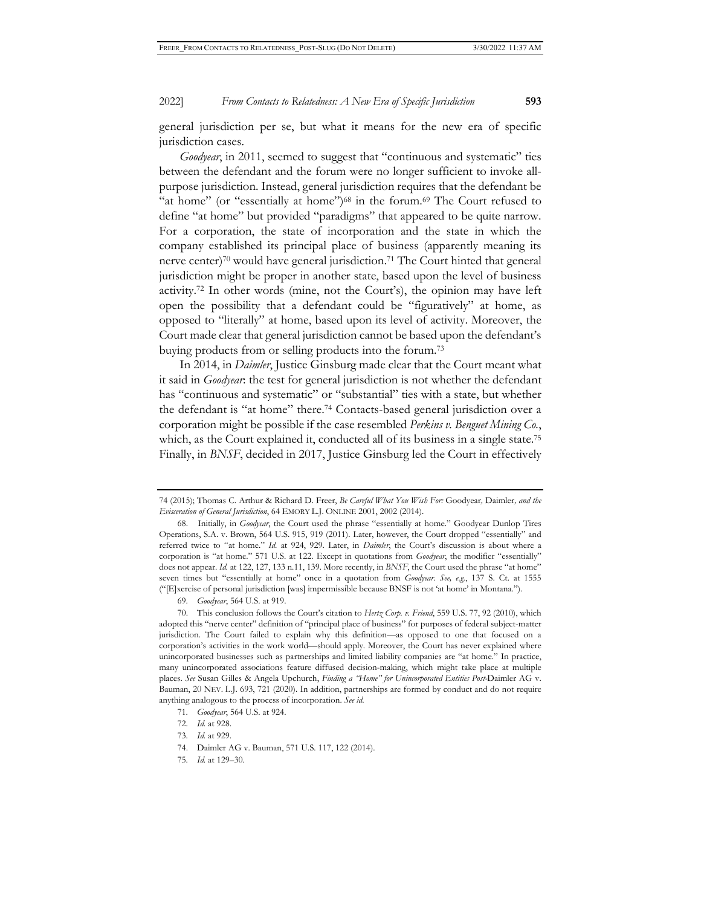general jurisdiction per se, but what it means for the new era of specific jurisdiction cases.

*Goodyear*, in 2011, seemed to suggest that "continuous and systematic" ties between the defendant and the forum were no longer sufficient to invoke all-purpose jurisdiction. Instead, general jurisdiction requires that the defendant be "at home" (or "essentially at home")[68] in the forum.[69] The Court refused to define "at home" but provided "paradigms" that appeared to be quite narrow. For a corporation, the state of incorporation and the state in which the company established its principal place of business (apparently meaning its nerve center)[70] would have general jurisdiction.[71] The Court hinted that general jurisdiction might be proper in another state, based upon the level of business activity.[72] In other words (mine, not the Court's), the opinion may have left open the possibility that a defendant could be "figuratively" at home, as opposed to "literally" at home, based upon its level of activity. Moreover, the Court made clear that general jurisdiction cannot be based upon the defendant's buying products from or selling products into the forum.[73]

In 2014, in *Daimler*, Justice Ginsburg made clear that the Court meant what it said in *Goodyear*: the test for general jurisdiction is not whether the defendant has "continuous and systematic" or "substantial" ties with a state, but whether the defendant is "at home" there.[74] Contacts-based general jurisdiction over a corporation might be possible if the case resembled *Perkins v. Benguet Mining Co.*, which, as the Court explained it, conducted all of its business in a single state.[75] Finally, in *BNSF*, decided in 2017, Justice Ginsburg led the Court in effectively

---

74 (2015); Thomas C. Arthur & Richard D. Freer, *Be Careful What You Wish For:* Goodyear*,* Daimler*, and the Evisceration of General Jurisdiction*, 64 EMORY L.J. ONLINE 2001, 2002 (2014).

68. Initially, in *Goodyear*, the Court used the phrase "essentially at home." Goodyear Dunlop Tires Operations, S.A. v. Brown, 564 U.S. 915, 919 (2011). Later, however, the Court dropped "essentially" and referred twice to "at home." *Id.* at 924, 929. Later, in *Daimler*, the Court's discussion is about where a corporation is "at home." 571 U.S. at 122. Except in quotations from *Goodyear*, the modifier "essentially" does not appear. *Id.* at 122, 127, 133 n.11, 139. More recently, in *BNSF*, the Court used the phrase "at home" seven times but "essentially at home" once in a quotation from *Goodyear*. *See, e.g.*, 137 S. Ct. at 1555 ("[E]xercise of personal jurisdiction [was] impermissible because BNSF is not 'at home' in Montana.").

69. *Goodyear*, 564 U.S. at 919.

70. This conclusion follows the Court's citation to *Hertz Corp. v. Friend*, 559 U.S. 77, 92 (2010), which adopted this "nerve center" definition of "principal place of business" for purposes of federal subject-matter jurisdiction. The Court failed to explain why this definition—as opposed to one that focused on a corporation's activities in the work world—should apply. Moreover, the Court has never explained where unincorporated businesses such as partnerships and limited liability companies are "at home." In practice, many unincorporated associations feature diffused decision-making, which might take place at multiple places. *See* Susan Gilles & Angela Upchurch, *Finding a "Home" for Unincorporated Entities Post-*Daimler AG v. Bauman, 20 NEV. L.J. 693, 721 (2020). In addition, partnerships are formed by conduct and do not require anything analogous to the process of incorporation. *See id.*

71. *Goodyear*, 564 U.S. at 924.

72. *Id.* at 928.

73. *Id.* at 929.

74. Daimler AG v. Bauman, 571 U.S. 117, 122 (2014).

75. *Id.* at 129–30.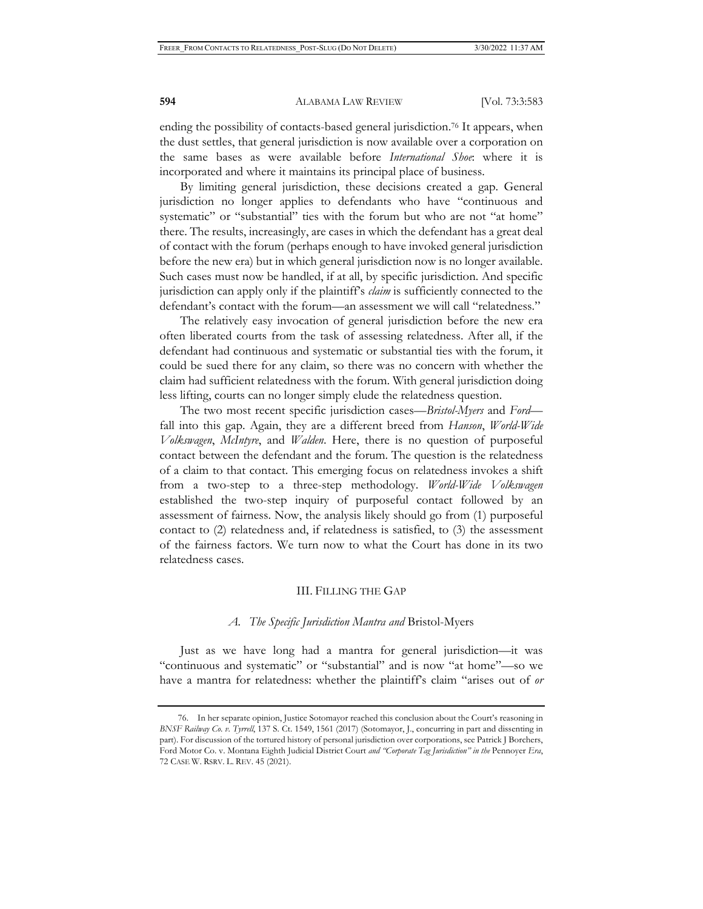ending the possibility of contacts-based general jurisdiction.[76] It appears, when the dust settles, that general jurisdiction is now available over a corporation on the same bases as were available before *International Shoe*: where it is incorporated and where it maintains its principal place of business.

By limiting general jurisdiction, these decisions created a gap. General jurisdiction no longer applies to defendants who have "continuous and systematic" or "substantial" ties with the forum but who are not "at home" there. The results, increasingly, are cases in which the defendant has a great deal of contact with the forum (perhaps enough to have invoked general jurisdiction before the new era) but in which general jurisdiction now is no longer available. Such cases must now be handled, if at all, by specific jurisdiction. And specific jurisdiction can apply only if the plaintiff's *claim* is sufficiently connected to the defendant's contact with the forum—an assessment we will call "relatedness."

The relatively easy invocation of general jurisdiction before the new era often liberated courts from the task of assessing relatedness. After all, if the defendant had continuous and systematic or substantial ties with the forum, it could be sued there for any claim, so there was no concern with whether the claim had sufficient relatedness with the forum. With general jurisdiction doing less lifting, courts can no longer simply elude the relatedness question.

The two most recent specific jurisdiction cases—*Bristol-Myers* and *Ford*—fall into this gap. Again, they are a different breed from *Hanson*, *World-Wide Volkswagen*, *McIntyre*, and *Walden*. Here, there is no question of purposeful contact between the defendant and the forum. The question is the relatedness of a claim to that contact. This emerging focus on relatedness invokes a shift from a two-step to a three-step methodology. *World-Wide Volkswagen* established the two-step inquiry of purposeful contact followed by an assessment of fairness. Now, the analysis likely should go from (1) purposeful contact to (2) relatedness and, if relatedness is satisfied, to (3) the assessment of the fairness factors. We turn now to what the Court has done in its two relatedness cases.

## III. FILLING THE GAP

### *A. The Specific Jurisdiction Mantra and* Bristol-Myers

Just as we have long had a mantra for general jurisdiction—it was "continuous and systematic" or "substantial" and is now "at home"—so we have a mantra for relatedness: whether the plaintiff's claim "arises out of *or*

---

76. In her separate opinion, Justice Sotomayor reached this conclusion about the Court's reasoning in *BNSF Railway Co. v. Tyrrell*, 137 S. Ct. 1549, 1561 (2017) (Sotomayor, J., concurring in part and dissenting in part). For discussion of the tortured history of personal jurisdiction over corporations, see Patrick J Borchers, Ford Motor Co. v. Montana Eighth Judicial District Court *and "Corporate Tag Jurisdiction" in the* Pennoyer *Era*, 72 CASE W. RSRV. L. REV. 45 (2021).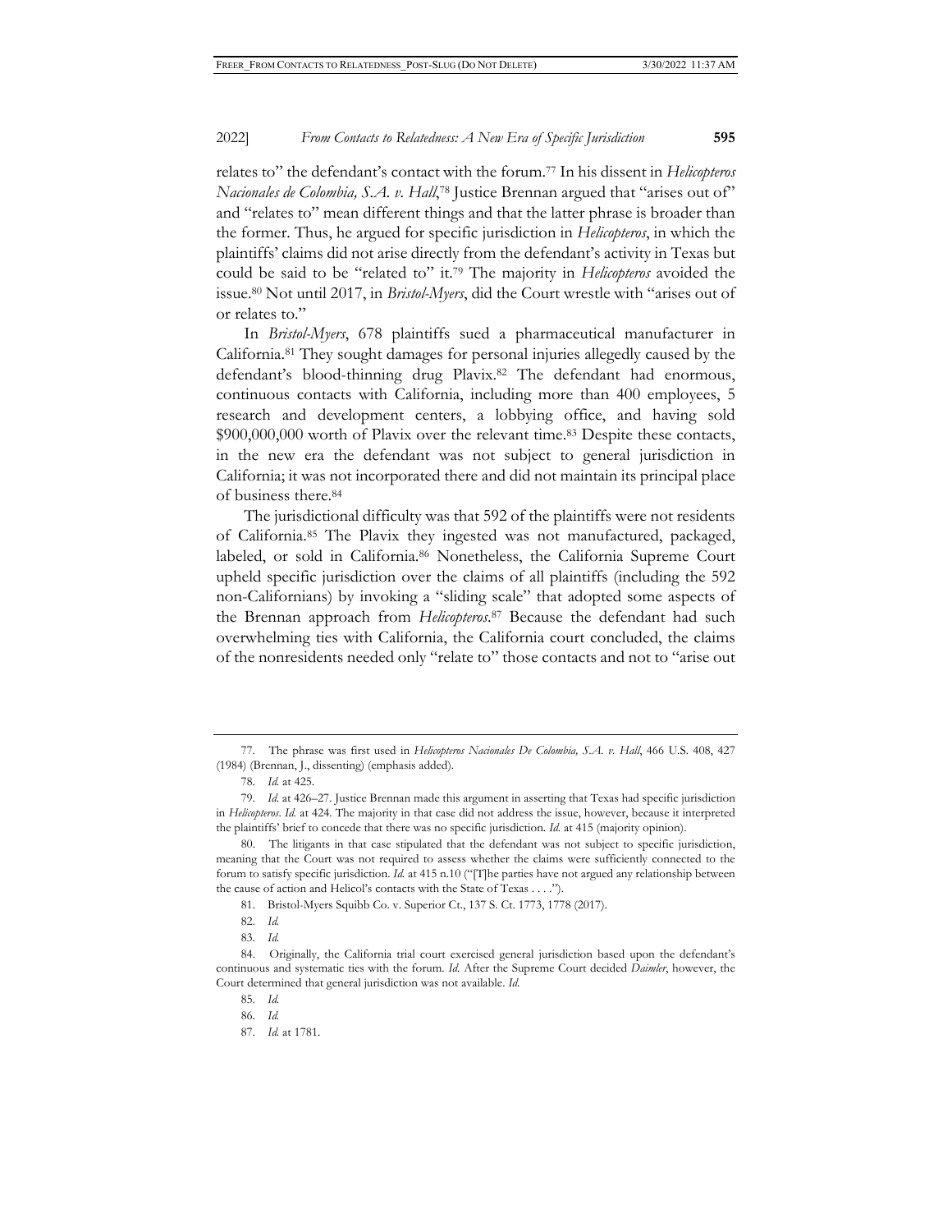relates to" the defendant's contact with the forum.[77] In his dissent in *Helicopteros Nacionales de Colombia, S.A. v. Hall*,[78] Justice Brennan argued that "arises out of" and "relates to" mean different things and that the latter phrase is broader than the former. Thus, he argued for specific jurisdiction in *Helicopteros*, in which the plaintiffs' claims did not arise directly from the defendant's activity in Texas but could be said to be "related to" it.[79] The majority in *Helicopteros* avoided the issue.[80] Not until 2017, in *Bristol-Myers*, did the Court wrestle with "arises out of or relates to."

In *Bristol-Myers*, 678 plaintiffs sued a pharmaceutical manufacturer in California.[81] They sought damages for personal injuries allegedly caused by the defendant's blood-thinning drug Plavix.[82] The defendant had enormous, continuous contacts with California, including more than 400 employees, 5 research and development centers, a lobbying office, and having sold $900,000,000 worth of Plavix over the relevant time.[83] Despite these contacts, in the new era the defendant was not subject to general jurisdiction in California; it was not incorporated there and did not maintain its principal place of business there.[84]

The jurisdictional difficulty was that 592 of the plaintiffs were not residents of California.[85] The Plavix they ingested was not manufactured, packaged, labeled, or sold in California.[86] Nonetheless, the California Supreme Court upheld specific jurisdiction over the claims of all plaintiffs (including the 592 non-Californians) by invoking a "sliding scale" that adopted some aspects of the Brennan approach from *Helicopteros*.[87] Because the defendant had such overwhelming ties with California, the California court concluded, the claims of the nonresidents needed only "relate to" those contacts and not to "arise out

---

77. The phrase was first used in *Helicopteros Nacionales De Colombia, S.A. v. Hall*, 466 U.S. 408, 427 (1984) (Brennan, J., dissenting) (emphasis added).

78. *Id.* at 425.

79. *Id.* at 426–27. Justice Brennan made this argument in asserting that Texas had specific jurisdiction in *Helicopteros*. *Id.* at 424. The majority in that case did not address the issue, however, because it interpreted the plaintiffs' brief to concede that there was no specific jurisdiction. *Id.* at 415 (majority opinion).

80. The litigants in that case stipulated that the defendant was not subject to specific jurisdiction, meaning that the Court was not required to assess whether the claims were sufficiently connected to the forum to satisfy specific jurisdiction. *Id.* at 415 n.10 ("[T]he parties have not argued any relationship between the cause of action and Helicol's contacts with the State of Texas . . . .").

81. Bristol-Myers Squibb Co. v. Superior Ct., 137 S. Ct. 1773, 1778 (2017).

82. *Id.*

83. *Id.*

84. Originally, the California trial court exercised general jurisdiction based upon the defendant's continuous and systematic ties with the forum. *Id.* After the Supreme Court decided *Daimler*, however, the Court determined that general jurisdiction was not available. *Id.*

85. *Id.*

86. *Id.*

87. *Id.* at 1781.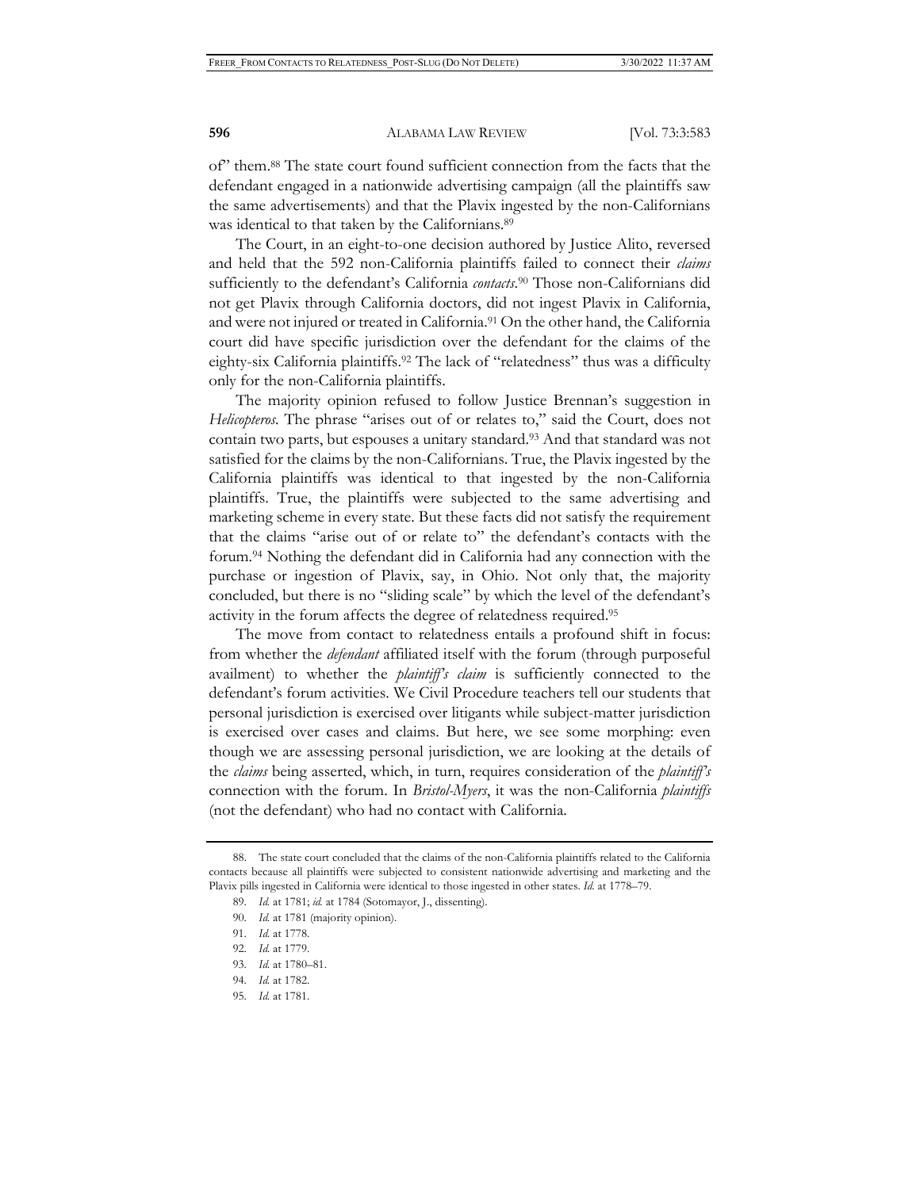of" them.[88] The state court found sufficient connection from the facts that the defendant engaged in a nationwide advertising campaign (all the plaintiffs saw the same advertisements) and that the Plavix ingested by the non-Californians was identical to that taken by the Californians.[89]

The Court, in an eight-to-one decision authored by Justice Alito, reversed and held that the 592 non-California plaintiffs failed to connect their *claims* sufficiently to the defendant's California *contacts*.[90] Those non-Californians did not get Plavix through California doctors, did not ingest Plavix in California, and were not injured or treated in California.[91] On the other hand, the California court did have specific jurisdiction over the defendant for the claims of the eighty-six California plaintiffs.[92] The lack of "relatedness" thus was a difficulty only for the non-California plaintiffs.

The majority opinion refused to follow Justice Brennan's suggestion in *Helicopteros*. The phrase "arises out of or relates to," said the Court, does not contain two parts, but espouses a unitary standard.[93] And that standard was not satisfied for the claims by the non-Californians. True, the Plavix ingested by the California plaintiffs was identical to that ingested by the non-California plaintiffs. True, the plaintiffs were subjected to the same advertising and marketing scheme in every state. But these facts did not satisfy the requirement that the claims "arise out of or relate to" the defendant's contacts with the forum.[94] Nothing the defendant did in California had any connection with the purchase or ingestion of Plavix, say, in Ohio. Not only that, the majority concluded, but there is no "sliding scale" by which the level of the defendant's activity in the forum affects the degree of relatedness required.[95]

The move from contact to relatedness entails a profound shift in focus: from whether the *defendant* affiliated itself with the forum (through purposeful availment) to whether the *plaintiff's claim* is sufficiently connected to the defendant's forum activities. We Civil Procedure teachers tell our students that personal jurisdiction is exercised over litigants while subject-matter jurisdiction is exercised over cases and claims. But here, we see some morphing: even though we are assessing personal jurisdiction, we are looking at the details of the *claims* being asserted, which, in turn, requires consideration of the *plaintiff's* connection with the forum. In *Bristol-Myers*, it was the non-California *plaintiffs* (not the defendant) who had no contact with California.

---

88. The state court concluded that the claims of the non-California plaintiffs related to the California contacts because all plaintiffs were subjected to consistent nationwide advertising and marketing and the Plavix pills ingested in California were identical to those ingested in other states. *Id.* at 1778–79.

89. *Id.* at 1781; *id.* at 1784 (Sotomayor, J., dissenting).

90. *Id.* at 1781 (majority opinion).

91. *Id.* at 1778.

92. *Id.* at 1779.

93. *Id.* at 1780–81.

94. *Id.* at 1782.

95. *Id.* at 1781.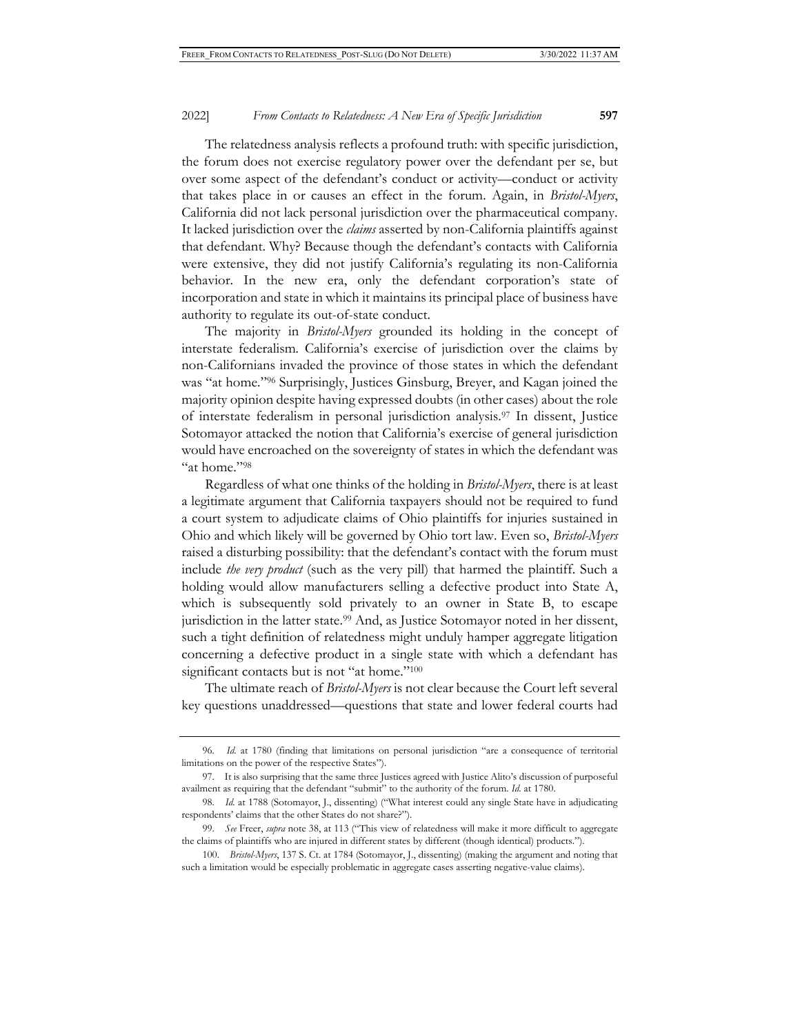The relatedness analysis reflects a profound truth: with specific jurisdiction, the forum does not exercise regulatory power over the defendant per se, but over some aspect of the defendant's conduct or activity—conduct or activity that takes place in or causes an effect in the forum. Again, in *Bristol-Myers*, California did not lack personal jurisdiction over the pharmaceutical company. It lacked jurisdiction over the *claims* asserted by non-California plaintiffs against that defendant. Why? Because though the defendant's contacts with California were extensive, they did not justify California's regulating its non-California behavior. In the new era, only the defendant corporation's state of incorporation and state in which it maintains its principal place of business have authority to regulate its out-of-state conduct.

The majority in *Bristol-Myers* grounded its holding in the concept of interstate federalism. California's exercise of jurisdiction over the claims by non-Californians invaded the province of those states in which the defendant was "at home."[96] Surprisingly, Justices Ginsburg, Breyer, and Kagan joined the majority opinion despite having expressed doubts (in other cases) about the role of interstate federalism in personal jurisdiction analysis.[97] In dissent, Justice Sotomayor attacked the notion that California's exercise of general jurisdiction would have encroached on the sovereignty of states in which the defendant was "at home."[98]

Regardless of what one thinks of the holding in *Bristol-Myers*, there is at least a legitimate argument that California taxpayers should not be required to fund a court system to adjudicate claims of Ohio plaintiffs for injuries sustained in Ohio and which likely will be governed by Ohio tort law. Even so, *Bristol-Myers* raised a disturbing possibility: that the defendant's contact with the forum must include *the very product* (such as the very pill) that harmed the plaintiff. Such a holding would allow manufacturers selling a defective product into State A, which is subsequently sold privately to an owner in State B, to escape jurisdiction in the latter state.[99] And, as Justice Sotomayor noted in her dissent, such a tight definition of relatedness might unduly hamper aggregate litigation concerning a defective product in a single state with which a defendant has significant contacts but is not "at home."[100]

The ultimate reach of *Bristol-Myers* is not clear because the Court left several key questions unaddressed—questions that state and lower federal courts had

---

96. *Id.* at 1780 (finding that limitations on personal jurisdiction "are a consequence of territorial limitations on the power of the respective States").

97. It is also surprising that the same three Justices agreed with Justice Alito's discussion of purposeful availment as requiring that the defendant "submit" to the authority of the forum. *Id.* at 1780.

98. *Id.* at 1788 (Sotomayor, J., dissenting) ("What interest could any single State have in adjudicating respondents' claims that the other States do not share?").

99. *See* Freer, *supra* note 38, at 113 ("This view of relatedness will make it more difficult to aggregate the claims of plaintiffs who are injured in different states by different (though identical) products.").

100. *Bristol-Myers*, 137 S. Ct. at 1784 (Sotomayor, J., dissenting) (making the argument and noting that such a limitation would be especially problematic in aggregate cases asserting negative-value claims).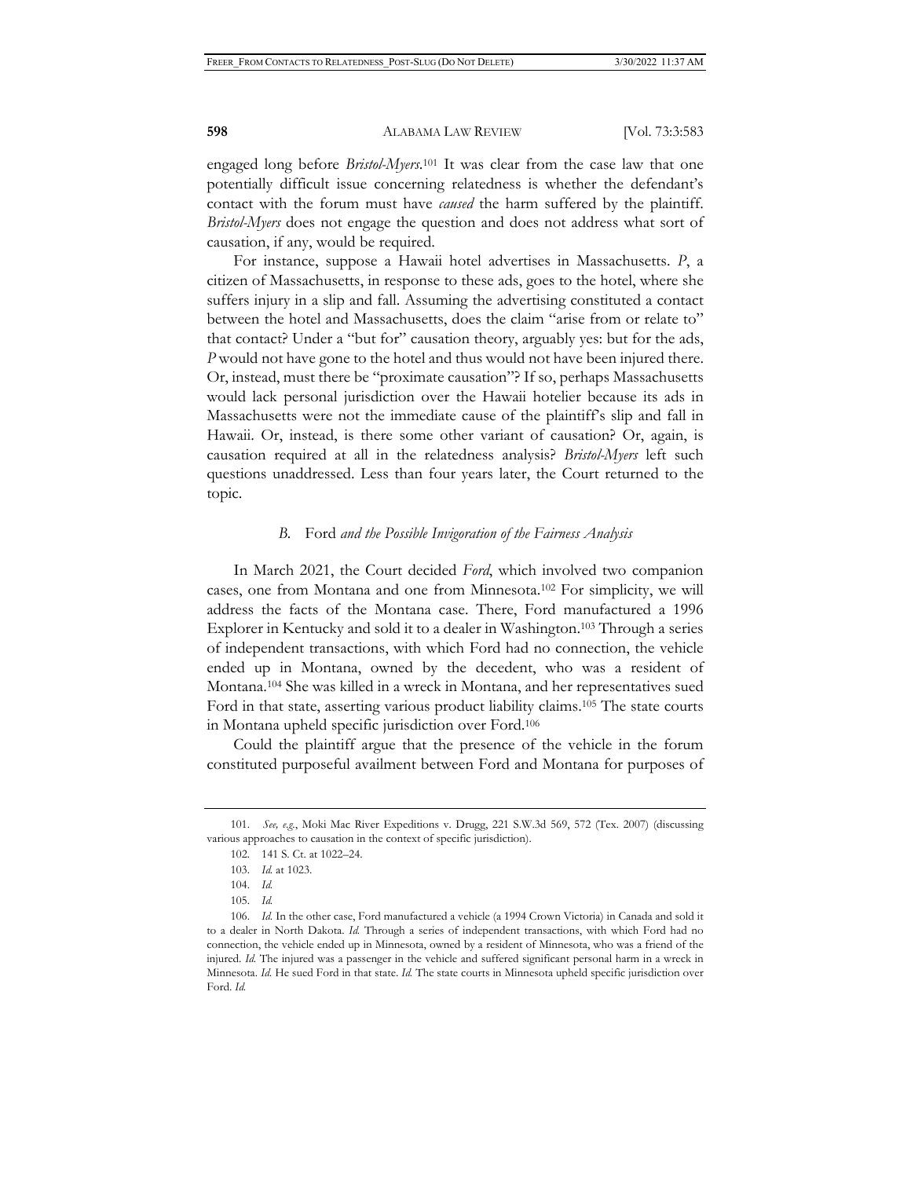engaged long before *Bristol-Myers*.[101] It was clear from the case law that one potentially difficult issue concerning relatedness is whether the defendant's contact with the forum must have *caused* the harm suffered by the plaintiff. *Bristol-Myers* does not engage the question and does not address what sort of causation, if any, would be required.

For instance, suppose a Hawaii hotel advertises in Massachusetts. *P*, a citizen of Massachusetts, in response to these ads, goes to the hotel, where she suffers injury in a slip and fall. Assuming the advertising constituted a contact between the hotel and Massachusetts, does the claim "arise from or relate to" that contact? Under a "but for" causation theory, arguably yes: but for the ads, *P* would not have gone to the hotel and thus would not have been injured there. Or, instead, must there be "proximate causation"? If so, perhaps Massachusetts would lack personal jurisdiction over the Hawaii hotelier because its ads in Massachusetts were not the immediate cause of the plaintiff's slip and fall in Hawaii. Or, instead, is there some other variant of causation? Or, again, is causation required at all in the relatedness analysis? *Bristol-Myers* left such questions unaddressed. Less than four years later, the Court returned to the topic.

### *B.* Ford *and the Possible Invigoration of the Fairness Analysis*

In March 2021, the Court decided *Ford*, which involved two companion cases, one from Montana and one from Minnesota.[102] For simplicity, we will address the facts of the Montana case. There, Ford manufactured a 1996 Explorer in Kentucky and sold it to a dealer in Washington.[103] Through a series of independent transactions, with which Ford had no connection, the vehicle ended up in Montana, owned by the decedent, who was a resident of Montana.[104] She was killed in a wreck in Montana, and her representatives sued Ford in that state, asserting various product liability claims.[105] The state courts in Montana upheld specific jurisdiction over Ford.[106]

Could the plaintiff argue that the presence of the vehicle in the forum constituted purposeful availment between Ford and Montana for purposes of

---

101. *See, e.g.*, Moki Mac River Expeditions v. Drugg, 221 S.W.3d 569, 572 (Tex. 2007) (discussing various approaches to causation in the context of specific jurisdiction).

102. 141 S. Ct. at 1022–24.

103. *Id.* at 1023.

104. *Id.*

105. *Id.*

106. *Id.* In the other case, Ford manufactured a vehicle (a 1994 Crown Victoria) in Canada and sold it to a dealer in North Dakota. *Id.* Through a series of independent transactions, with which Ford had no connection, the vehicle ended up in Minnesota, owned by a resident of Minnesota, who was a friend of the injured. *Id.* The injured was a passenger in the vehicle and suffered significant personal harm in a wreck in Minnesota. *Id.* He sued Ford in that state. *Id.* The state courts in Minnesota upheld specific jurisdiction over Ford. *Id.*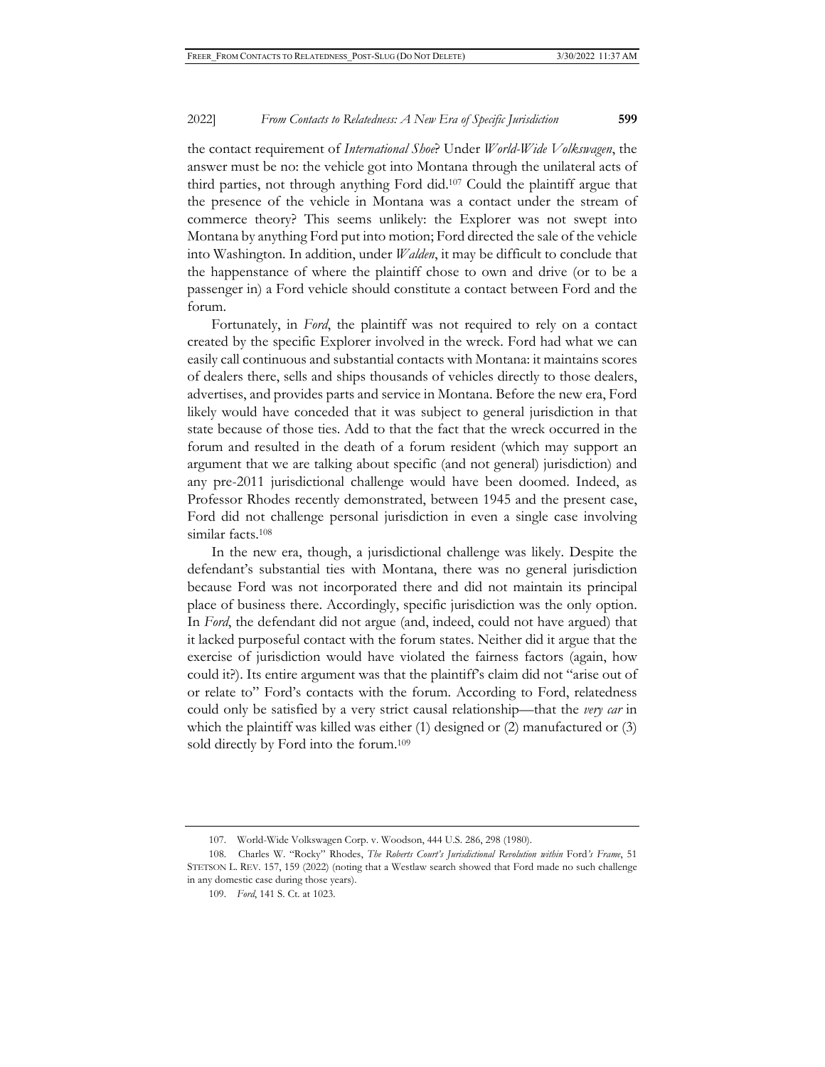the contact requirement of *International Shoe*? Under *World-Wide Volkswagen*, the answer must be no: the vehicle got into Montana through the unilateral acts of third parties, not through anything Ford did.[107] Could the plaintiff argue that the presence of the vehicle in Montana was a contact under the stream of commerce theory? This seems unlikely: the Explorer was not swept into Montana by anything Ford put into motion; Ford directed the sale of the vehicle into Washington. In addition, under *Walden*, it may be difficult to conclude that the happenstance of where the plaintiff chose to own and drive (or to be a passenger in) a Ford vehicle should constitute a contact between Ford and the forum.

Fortunately, in *Ford*, the plaintiff was not required to rely on a contact created by the specific Explorer involved in the wreck. Ford had what we can easily call continuous and substantial contacts with Montana: it maintains scores of dealers there, sells and ships thousands of vehicles directly to those dealers, advertises, and provides parts and service in Montana. Before the new era, Ford likely would have conceded that it was subject to general jurisdiction in that state because of those ties. Add to that the fact that the wreck occurred in the forum and resulted in the death of a forum resident (which may support an argument that we are talking about specific (and not general) jurisdiction) and any pre-2011 jurisdictional challenge would have been doomed. Indeed, as Professor Rhodes recently demonstrated, between 1945 and the present case, Ford did not challenge personal jurisdiction in even a single case involving similar facts.[108]

In the new era, though, a jurisdictional challenge was likely. Despite the defendant's substantial ties with Montana, there was no general jurisdiction because Ford was not incorporated there and did not maintain its principal place of business there. Accordingly, specific jurisdiction was the only option. In *Ford*, the defendant did not argue (and, indeed, could not have argued) that it lacked purposeful contact with the forum states. Neither did it argue that the exercise of jurisdiction would have violated the fairness factors (again, how could it?). Its entire argument was that the plaintiff's claim did not "arise out of or relate to" Ford's contacts with the forum. According to Ford, relatedness could only be satisfied by a very strict causal relationship—that the *very car* in which the plaintiff was killed was either (1) designed or (2) manufactured or (3) sold directly by Ford into the forum.[109]

---

107. World-Wide Volkswagen Corp. v. Woodson, 444 U.S. 286, 298 (1980).

108. Charles W. "Rocky" Rhodes, *The Roberts Court's Jurisdictional Revolution within* Ford*'s Frame*, 51 STETSON L. REV. 157, 159 (2022) (noting that a Westlaw search showed that Ford made no such challenge in any domestic case during those years).

109. *Ford*, 141 S. Ct. at 1023.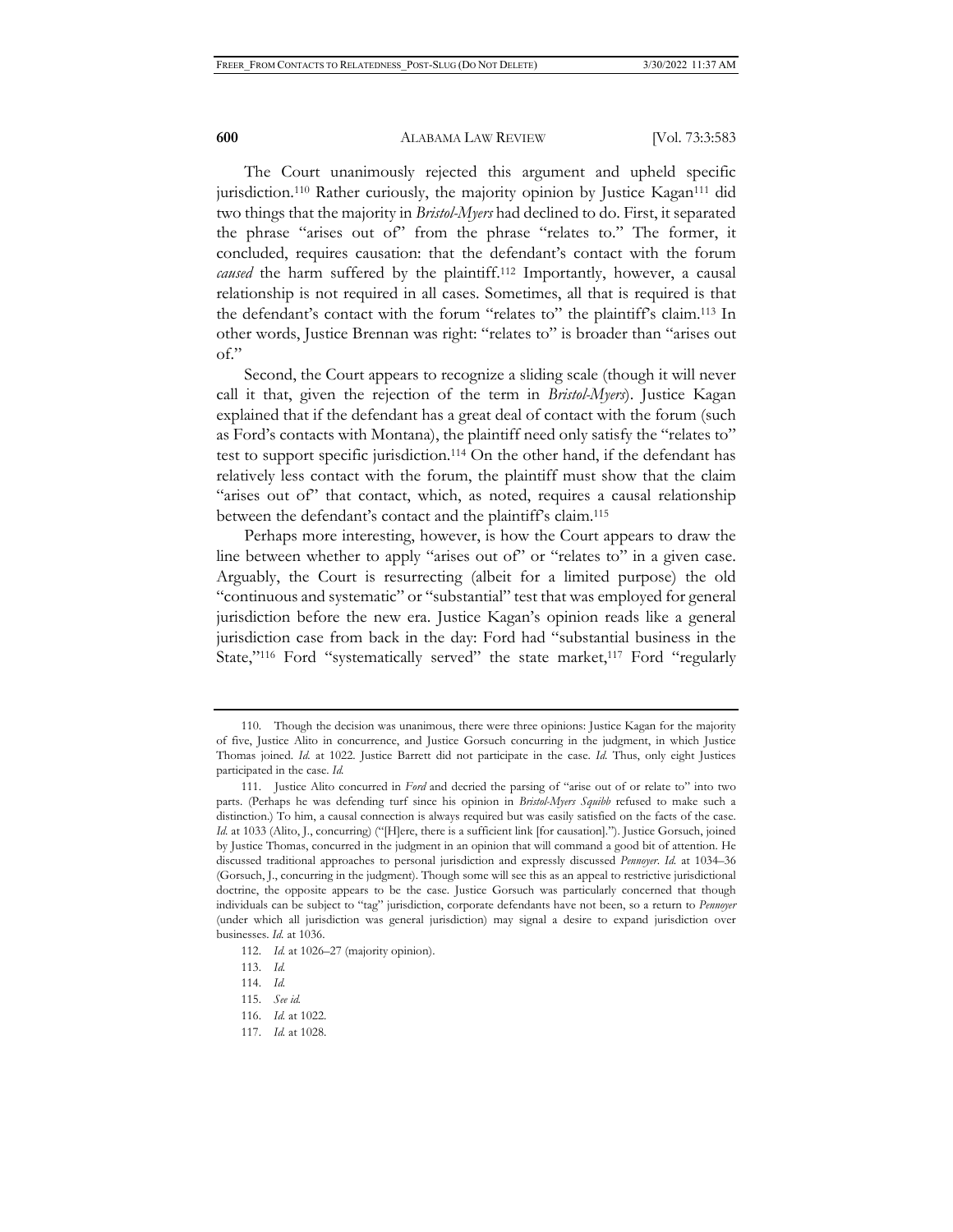The Court unanimously rejected this argument and upheld specific jurisdiction.[110] Rather curiously, the majority opinion by Justice Kagan[111] did two things that the majority in *Bristol-Myers* had declined to do. First, it separated the phrase "arises out of" from the phrase "relates to." The former, it concluded, requires causation: that the defendant's contact with the forum *caused* the harm suffered by the plaintiff.[112] Importantly, however, a causal relationship is not required in all cases. Sometimes, all that is required is that the defendant's contact with the forum "relates to" the plaintiff's claim.[113] In other words, Justice Brennan was right: "relates to" is broader than "arises out of."

Second, the Court appears to recognize a sliding scale (though it will never call it that, given the rejection of the term in *Bristol-Myers*). Justice Kagan explained that if the defendant has a great deal of contact with the forum (such as Ford's contacts with Montana), the plaintiff need only satisfy the "relates to" test to support specific jurisdiction.[114] On the other hand, if the defendant has relatively less contact with the forum, the plaintiff must show that the claim "arises out of" that contact, which, as noted, requires a causal relationship between the defendant's contact and the plaintiff's claim.[115]

Perhaps more interesting, however, is how the Court appears to draw the line between whether to apply "arises out of" or "relates to" in a given case. Arguably, the Court is resurrecting (albeit for a limited purpose) the old "continuous and systematic" or "substantial" test that was employed for general jurisdiction before the new era. Justice Kagan's opinion reads like a general jurisdiction case from back in the day: Ford had "substantial business in the State,"[116] Ford "systematically served" the state market,[117] Ford "regularly

---

110. Though the decision was unanimous, there were three opinions: Justice Kagan for the majority of five, Justice Alito in concurrence, and Justice Gorsuch concurring in the judgment, in which Justice Thomas joined. *Id.* at 1022. Justice Barrett did not participate in the case. *Id.* Thus, only eight Justices participated in the case. *Id.*

111. Justice Alito concurred in *Ford* and decried the parsing of "arise out of or relate to" into two parts. (Perhaps he was defending turf since his opinion in *Bristol-Myers Squibb* refused to make such a distinction.) To him, a causal connection is always required but was easily satisfied on the facts of the case. *Id.* at 1033 (Alito, J., concurring) ("[H]ere, there is a sufficient link [for causation]."). Justice Gorsuch, joined by Justice Thomas, concurred in the judgment in an opinion that will command a good bit of attention. He discussed traditional approaches to personal jurisdiction and expressly discussed *Pennoyer*. *Id.* at 1034–36 (Gorsuch, J., concurring in the judgment). Though some will see this as an appeal to restrictive jurisdictional doctrine, the opposite appears to be the case. Justice Gorsuch was particularly concerned that though individuals can be subject to "tag" jurisdiction, corporate defendants have not been, so a return to *Pennoyer* (under which all jurisdiction was general jurisdiction) may signal a desire to expand jurisdiction over businesses. *Id.* at 1036.

112. *Id.* at 1026–27 (majority opinion).

113. *Id.*

114. *Id.*

115. *See id.*

116. *Id.* at 1022.

117. *Id.* at 1028.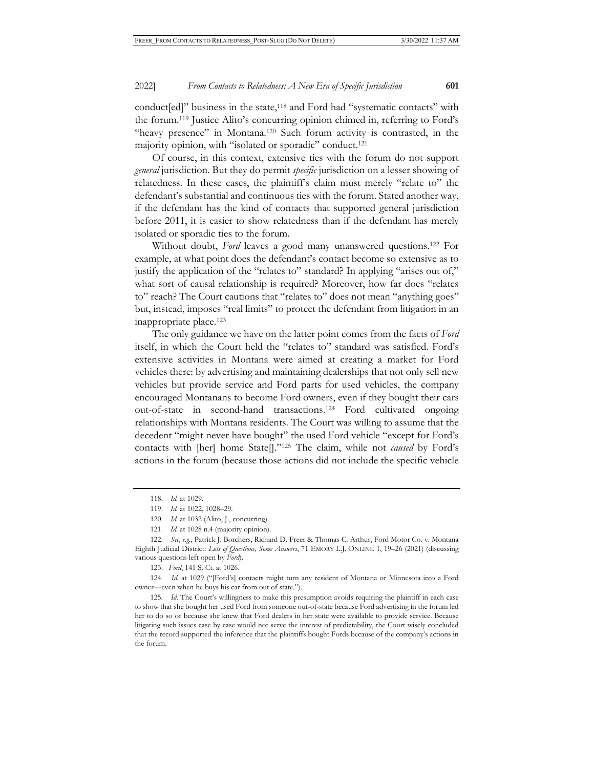conduct[ed]" business in the state,[118] and Ford had "systematic contacts" with the forum.[119] Justice Alito's concurring opinion chimed in, referring to Ford's "heavy presence" in Montana.[120] Such forum activity is contrasted, in the majority opinion, with "isolated or sporadic" conduct.[121]

Of course, in this context, extensive ties with the forum do not support *general* jurisdiction. But they do permit *specific* jurisdiction on a lesser showing of relatedness. In these cases, the plaintiff's claim must merely "relate to" the defendant's substantial and continuous ties with the forum. Stated another way, if the defendant has the kind of contacts that supported general jurisdiction before 2011, it is easier to show relatedness than if the defendant has merely isolated or sporadic ties to the forum.

Without doubt, *Ford* leaves a good many unanswered questions.[122] For example, at what point does the defendant's contact become so extensive as to justify the application of the "relates to" standard? In applying "arises out of," what sort of causal relationship is required? Moreover, how far does "relates to" reach? The Court cautions that "relates to" does not mean "anything goes" but, instead, imposes "real limits" to protect the defendant from litigation in an inappropriate place.[123]

The only guidance we have on the latter point comes from the facts of *Ford* itself, in which the Court held the "relates to" standard was satisfied. Ford's extensive activities in Montana were aimed at creating a market for Ford vehicles there: by advertising and maintaining dealerships that not only sell new vehicles but provide service and Ford parts for used vehicles, the company encouraged Montanans to become Ford owners, even if they bought their cars out-of-state in second-hand transactions.[124] Ford cultivated ongoing relationships with Montana residents. The Court was willing to assume that the decedent "might never have bought" the used Ford vehicle "except for Ford's contacts with [her] home State[]."[125] The claim, while not *caused* by Ford's actions in the forum (because those actions did not include the specific vehicle

---

118. *Id.* at 1029.

119. *Id.* at 1022, 1028–29.

120. *Id.* at 1032 (Alito, J., concurring).

121. *Id.* at 1028 n.4 (majority opinion).

122. *See, e.g.*, Patrick J. Borchers, Richard D. Freer & Thomas C. Arthur, Ford Motor Co. v. Montana Eighth Judicial District*: Lots of Questions, Some Answers*, 71 EMORY L.J. ONLINE 1, 19–26 (2021) (discussing various questions left open by *Ford*).

123. *Ford*, 141 S. Ct. at 1026.

124. *Id.* at 1029 ("[Ford's] contacts might turn any resident of Montana or Minnesota into a Ford owner—even when he buys his car from out of state.").

125. *Id.* The Court's willingness to make this presumption avoids requiring the plaintiff in each case to show that she bought her used Ford from someone out-of-state because Ford advertising in the forum led her to do so or because she knew that Ford dealers in her state were available to provide service. Because litigating such issues case by case would not serve the interest of predictability, the Court wisely concluded that the record supported the inference that the plaintiffs bought Fords because of the company's actions in the forum.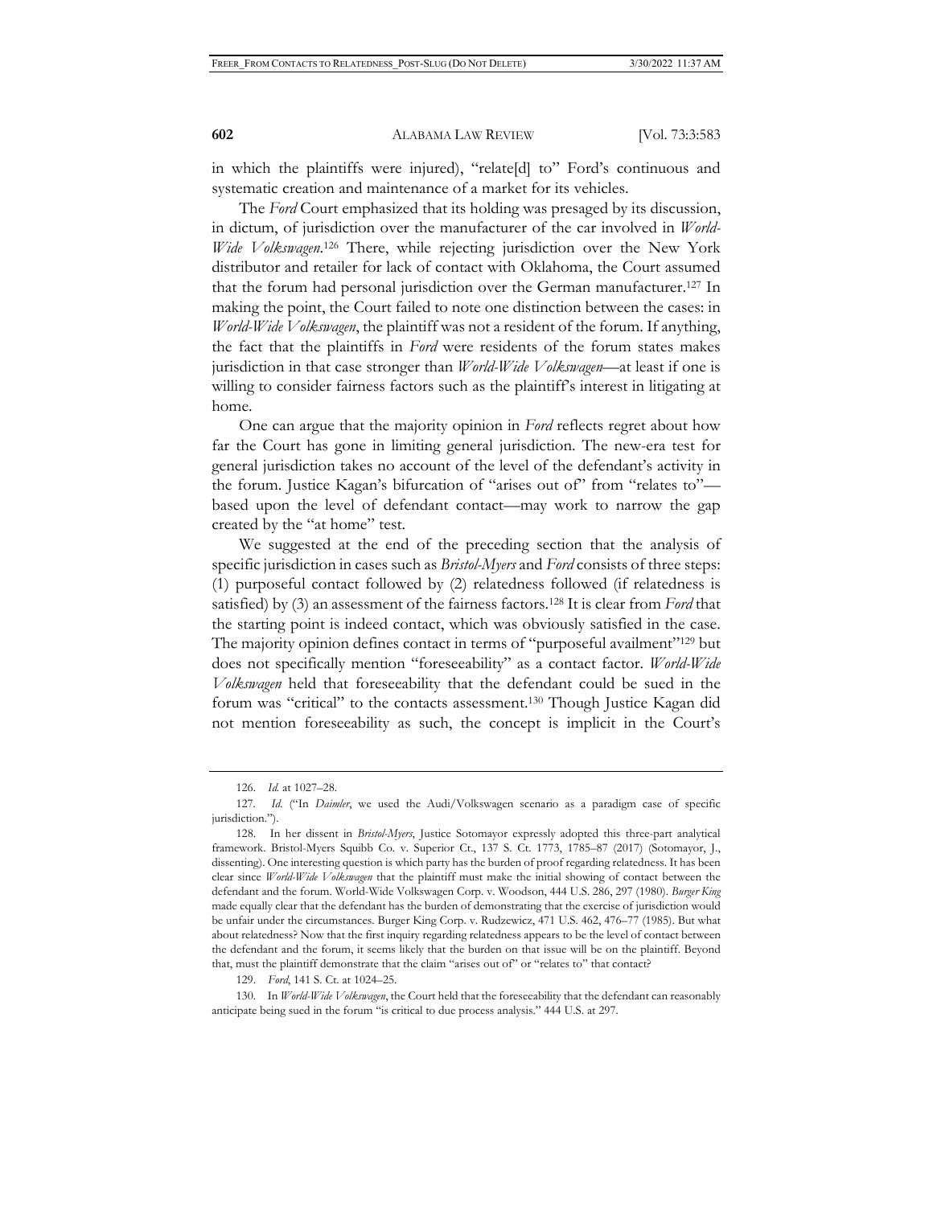in which the plaintiffs were injured), "relate[d] to" Ford's continuous and systematic creation and maintenance of a market for its vehicles.

The *Ford* Court emphasized that its holding was presaged by its discussion, in dictum, of jurisdiction over the manufacturer of the car involved in *World-Wide Volkswagen*.[126] There, while rejecting jurisdiction over the New York distributor and retailer for lack of contact with Oklahoma, the Court assumed that the forum had personal jurisdiction over the German manufacturer.[127] In making the point, the Court failed to note one distinction between the cases: in *World-Wide Volkswagen*, the plaintiff was not a resident of the forum. If anything, the fact that the plaintiffs in *Ford* were residents of the forum states makes jurisdiction in that case stronger than *World-Wide Volkswagen*—at least if one is willing to consider fairness factors such as the plaintiff's interest in litigating at home.

One can argue that the majority opinion in *Ford* reflects regret about how far the Court has gone in limiting general jurisdiction. The new-era test for general jurisdiction takes no account of the level of the defendant's activity in the forum. Justice Kagan's bifurcation of "arises out of" from "relates to"—based upon the level of defendant contact—may work to narrow the gap created by the "at home" test.

We suggested at the end of the preceding section that the analysis of specific jurisdiction in cases such as *Bristol-Myers* and *Ford* consists of three steps: (1) purposeful contact followed by (2) relatedness followed (if relatedness is satisfied) by (3) an assessment of the fairness factors.[128] It is clear from *Ford* that the starting point is indeed contact, which was obviously satisfied in the case. The majority opinion defines contact in terms of "purposeful availment"[129] but does not specifically mention "foreseeability" as a contact factor. *World-Wide Volkswagen* held that foreseeability that the defendant could be sued in the forum was "critical" to the contacts assessment.[130] Though Justice Kagan did not mention foreseeability as such, the concept is implicit in the Court's

---

126. *Id.* at 1027–28.

127. *Id.* ("In *Daimler*, we used the Audi/Volkswagen scenario as a paradigm case of specific jurisdiction.").

128. In her dissent in *Bristol-Myers*, Justice Sotomayor expressly adopted this three-part analytical framework. Bristol-Myers Squibb Co. v. Superior Ct., 137 S. Ct. 1773, 1785–87 (2017) (Sotomayor, J., dissenting). One interesting question is which party has the burden of proof regarding relatedness. It has been clear since *World-Wide Volkswagen* that the plaintiff must make the initial showing of contact between the defendant and the forum. World-Wide Volkswagen Corp. v. Woodson, 444 U.S. 286, 297 (1980). *Burger King* made equally clear that the defendant has the burden of demonstrating that the exercise of jurisdiction would be unfair under the circumstances. Burger King Corp. v. Rudzewicz, 471 U.S. 462, 476–77 (1985). But what about relatedness? Now that the first inquiry regarding relatedness appears to be the level of contact between the defendant and the forum, it seems likely that the burden on that issue will be on the plaintiff. Beyond that, must the plaintiff demonstrate that the claim "arises out of" or "relates to" that contact?

129. *Ford*, 141 S. Ct. at 1024–25.

130. In *World-Wide Volkswagen*, the Court held that the foreseeability that the defendant can reasonably anticipate being sued in the forum "is critical to due process analysis." 444 U.S. at 297.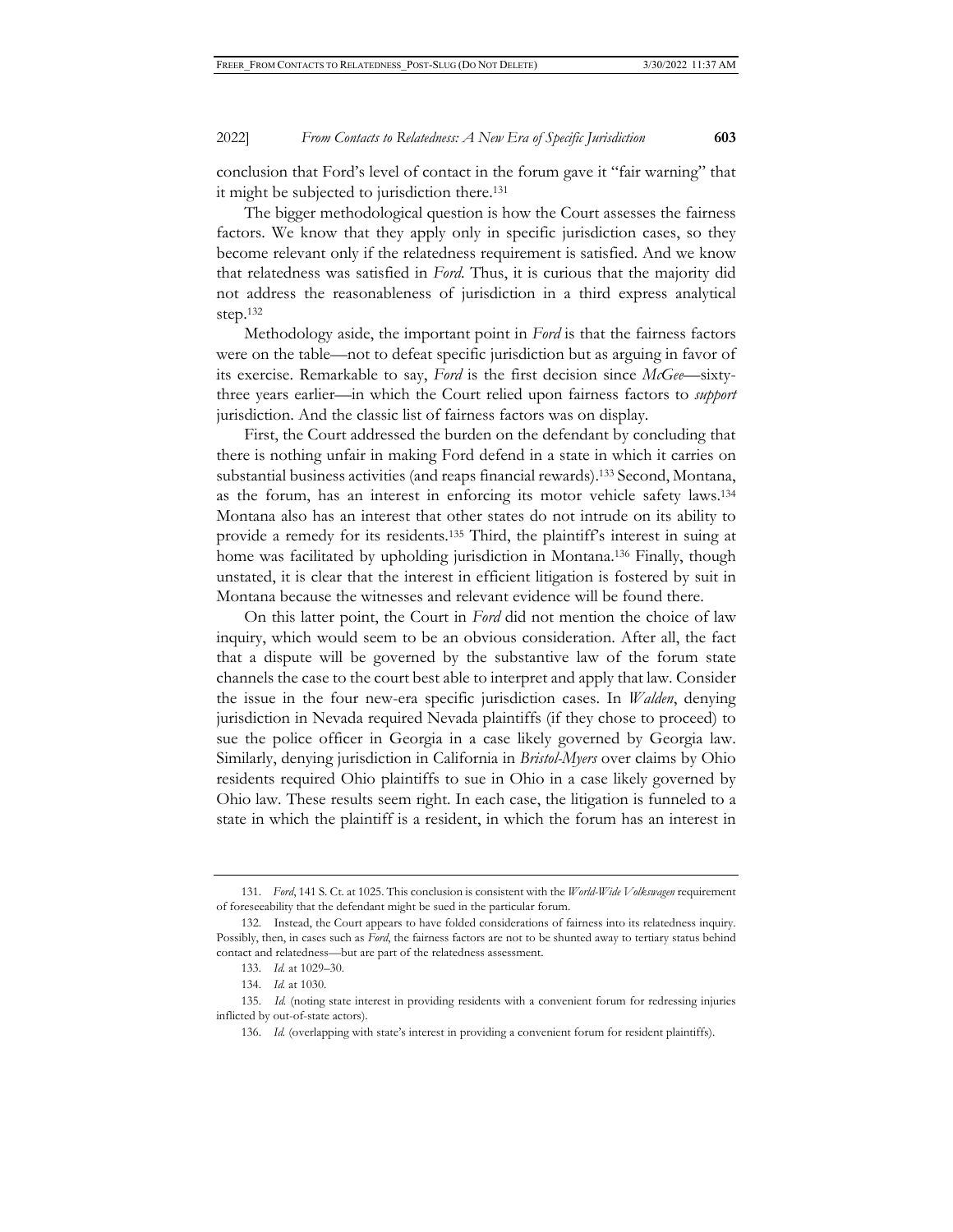conclusion that Ford's level of contact in the forum gave it "fair warning" that it might be subjected to jurisdiction there.[131]

The bigger methodological question is how the Court assesses the fairness factors. We know that they apply only in specific jurisdiction cases, so they become relevant only if the relatedness requirement is satisfied. And we know that relatedness was satisfied in *Ford*. Thus, it is curious that the majority did not address the reasonableness of jurisdiction in a third express analytical step.[132]

Methodology aside, the important point in *Ford* is that the fairness factors were on the table—not to defeat specific jurisdiction but as arguing in favor of its exercise. Remarkable to say, *Ford* is the first decision since *McGee*—sixty-three years earlier—in which the Court relied upon fairness factors to *support* jurisdiction. And the classic list of fairness factors was on display.

First, the Court addressed the burden on the defendant by concluding that there is nothing unfair in making Ford defend in a state in which it carries on substantial business activities (and reaps financial rewards).[133] Second, Montana, as the forum, has an interest in enforcing its motor vehicle safety laws.[134] Montana also has an interest that other states do not intrude on its ability to provide a remedy for its residents.[135] Third, the plaintiff's interest in suing at home was facilitated by upholding jurisdiction in Montana.[136] Finally, though unstated, it is clear that the interest in efficient litigation is fostered by suit in Montana because the witnesses and relevant evidence will be found there.

On this latter point, the Court in *Ford* did not mention the choice of law inquiry, which would seem to be an obvious consideration. After all, the fact that a dispute will be governed by the substantive law of the forum state channels the case to the court best able to interpret and apply that law. Consider the issue in the four new-era specific jurisdiction cases. In *Walden*, denying jurisdiction in Nevada required Nevada plaintiffs (if they chose to proceed) to sue the police officer in Georgia in a case likely governed by Georgia law. Similarly, denying jurisdiction in California in *Bristol-Myers* over claims by Ohio residents required Ohio plaintiffs to sue in Ohio in a case likely governed by Ohio law. These results seem right. In each case, the litigation is funneled to a state in which the plaintiff is a resident, in which the forum has an interest in

---

131. *Ford*, 141 S. Ct. at 1025. This conclusion is consistent with the *World-Wide Volkswagen* requirement of foreseeability that the defendant might be sued in the particular forum.

132. Instead, the Court appears to have folded considerations of fairness into its relatedness inquiry. Possibly, then, in cases such as *Ford*, the fairness factors are not to be shunted away to tertiary status behind contact and relatedness—but are part of the relatedness assessment.

133. *Id.* at 1029–30.

134. *Id.* at 1030.

135. *Id.* (noting state interest in providing residents with a convenient forum for redressing injuries inflicted by out-of-state actors).

136. *Id.* (overlapping with state's interest in providing a convenient forum for resident plaintiffs).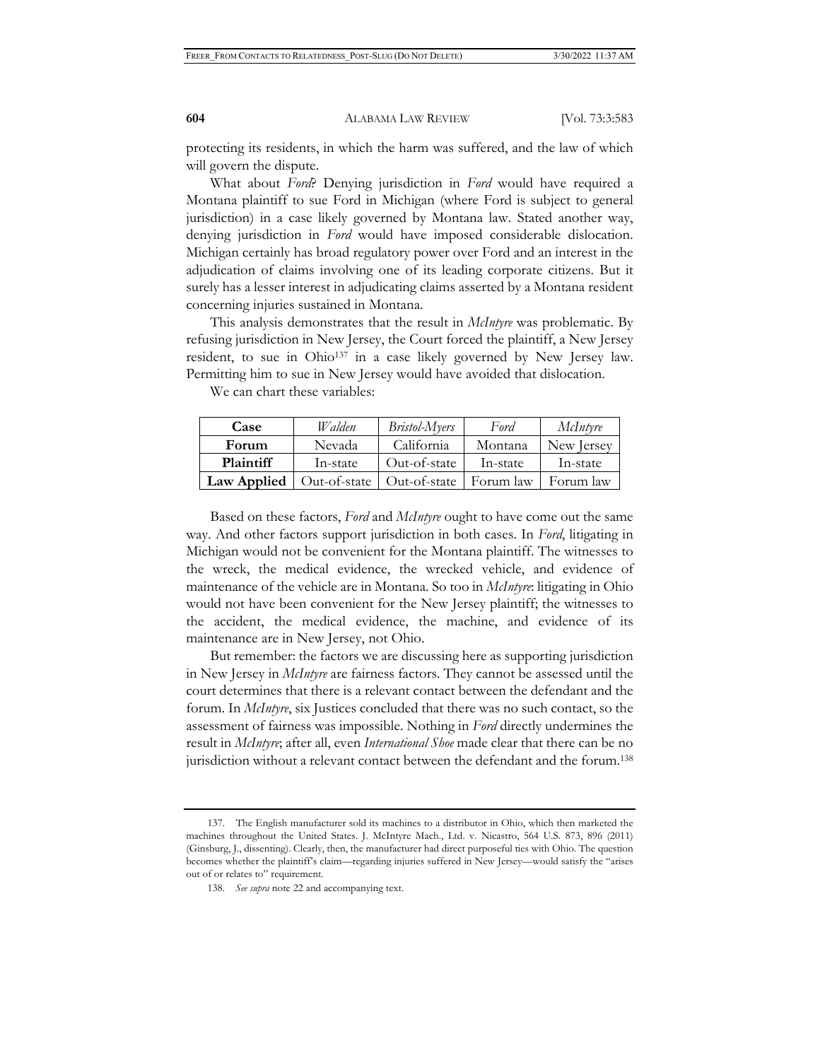protecting its residents, in which the harm was suffered, and the law of which will govern the dispute.

What about *Ford*? Denying jurisdiction in *Ford* would have required a Montana plaintiff to sue Ford in Michigan (where Ford is subject to general jurisdiction) in a case likely governed by Montana law. Stated another way, denying jurisdiction in *Ford* would have imposed considerable dislocation. Michigan certainly has broad regulatory power over Ford and an interest in the adjudication of claims involving one of its leading corporate citizens. But it surely has a lesser interest in adjudicating claims asserted by a Montana resident concerning injuries sustained in Montana.

This analysis demonstrates that the result in *McIntyre* was problematic. By refusing jurisdiction in New Jersey, the Court forced the plaintiff, a New Jersey resident, to sue in Ohio[137] in a case likely governed by New Jersey law. Permitting him to sue in New Jersey would have avoided that dislocation.

We can chart these variables:

| **Case** | *Walden* | *Bristol-Myers* | *Ford* | *McIntyre* |
|---|---|---|---|---|
| **Forum** | Nevada | California | Montana | New Jersey |
| **Plaintiff** | In-state | Out-of-state | In-state | In-state |
| **Law Applied** | Out-of-state | Out-of-state | Forum law | Forum law |

Based on these factors, *Ford* and *McIntyre* ought to have come out the same way. And other factors support jurisdiction in both cases. In *Ford*, litigating in Michigan would not be convenient for the Montana plaintiff. The witnesses to the wreck, the medical evidence, the wrecked vehicle, and evidence of maintenance of the vehicle are in Montana. So too in *McIntyre*: litigating in Ohio would not have been convenient for the New Jersey plaintiff; the witnesses to the accident, the medical evidence, the machine, and evidence of its maintenance are in New Jersey, not Ohio.

But remember: the factors we are discussing here as supporting jurisdiction in New Jersey in *McIntyre* are fairness factors. They cannot be assessed until the court determines that there is a relevant contact between the defendant and the forum. In *McIntyre*, six Justices concluded that there was no such contact, so the assessment of fairness was impossible. Nothing in *Ford* directly undermines the result in *McIntyre*; after all, even *International Shoe* made clear that there can be no jurisdiction without a relevant contact between the defendant and the forum.[138]

---

137. The English manufacturer sold its machines to a distributor in Ohio, which then marketed the machines throughout the United States. J. McIntyre Mach., Ltd. v. Nicastro, 564 U.S. 873, 896 (2011) (Ginsburg, J., dissenting). Clearly, then, the manufacturer had direct purposeful ties with Ohio. The question becomes whether the plaintiff's claim—regarding injuries suffered in New Jersey—would satisfy the "arises out of or relates to" requirement.

138. *See supra* note 22 and accompanying text.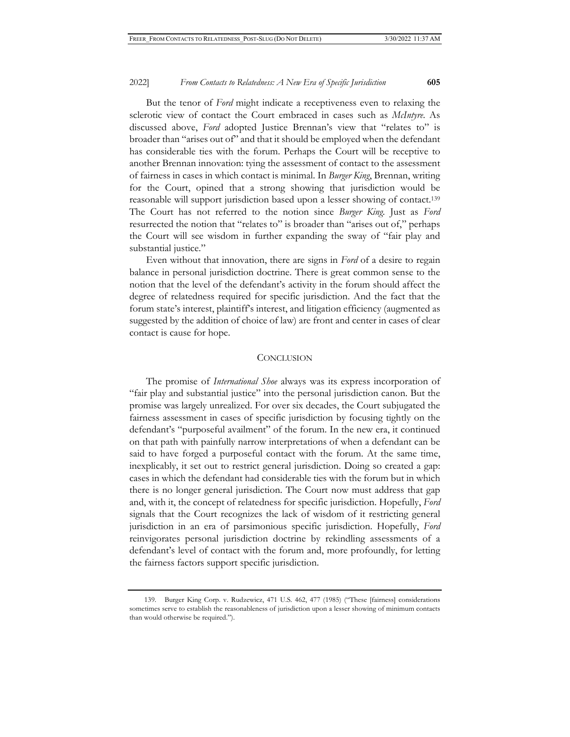But the tenor of *Ford* might indicate a receptiveness even to relaxing the sclerotic view of contact the Court embraced in cases such as *McIntyre*. As discussed above, *Ford* adopted Justice Brennan's view that "relates to" is broader than "arises out of" and that it should be employed when the defendant has considerable ties with the forum. Perhaps the Court will be receptive to another Brennan innovation: tying the assessment of contact to the assessment of fairness in cases in which contact is minimal. In *Burger King*, Brennan, writing for the Court, opined that a strong showing that jurisdiction would be reasonable will support jurisdiction based upon a lesser showing of contact.[139] The Court has not referred to the notion since *Burger King*. Just as *Ford* resurrected the notion that "relates to" is broader than "arises out of," perhaps the Court will see wisdom in further expanding the sway of "fair play and substantial justice."

Even without that innovation, there are signs in *Ford* of a desire to regain balance in personal jurisdiction doctrine. There is great common sense to the notion that the level of the defendant's activity in the forum should affect the degree of relatedness required for specific jurisdiction. And the fact that the forum state's interest, plaintiff's interest, and litigation efficiency (augmented as suggested by the addition of choice of law) are front and center in cases of clear contact is cause for hope.

## CONCLUSION

The promise of *International Shoe* always was its express incorporation of "fair play and substantial justice" into the personal jurisdiction canon. But the promise was largely unrealized. For over six decades, the Court subjugated the fairness assessment in cases of specific jurisdiction by focusing tightly on the defendant's "purposeful availment" of the forum. In the new era, it continued on that path with painfully narrow interpretations of when a defendant can be said to have forged a purposeful contact with the forum. At the same time, inexplicably, it set out to restrict general jurisdiction. Doing so created a gap: cases in which the defendant had considerable ties with the forum but in which there is no longer general jurisdiction. The Court now must address that gap and, with it, the concept of relatedness for specific jurisdiction. Hopefully, *Ford* signals that the Court recognizes the lack of wisdom of it restricting general jurisdiction in an era of parsimonious specific jurisdiction. Hopefully, *Ford* reinvigorates personal jurisdiction doctrine by rekindling assessments of a defendant's level of contact with the forum and, more profoundly, for letting the fairness factors support specific jurisdiction.

139. Burger King Corp. v. Rudzewicz, 471 U.S. 462, 477 (1985) ("These [fairness] considerations sometimes serve to establish the reasonableness of jurisdiction upon a lesser showing of minimum contacts than would otherwise be required.").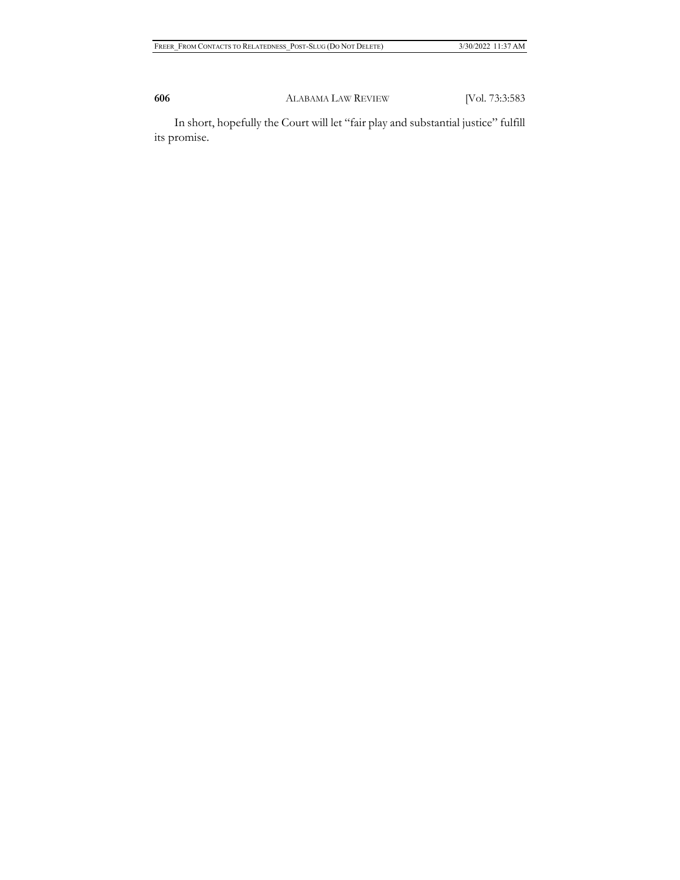In short, hopefully the Court will let "fair play and substantial justice" fulfill its promise.